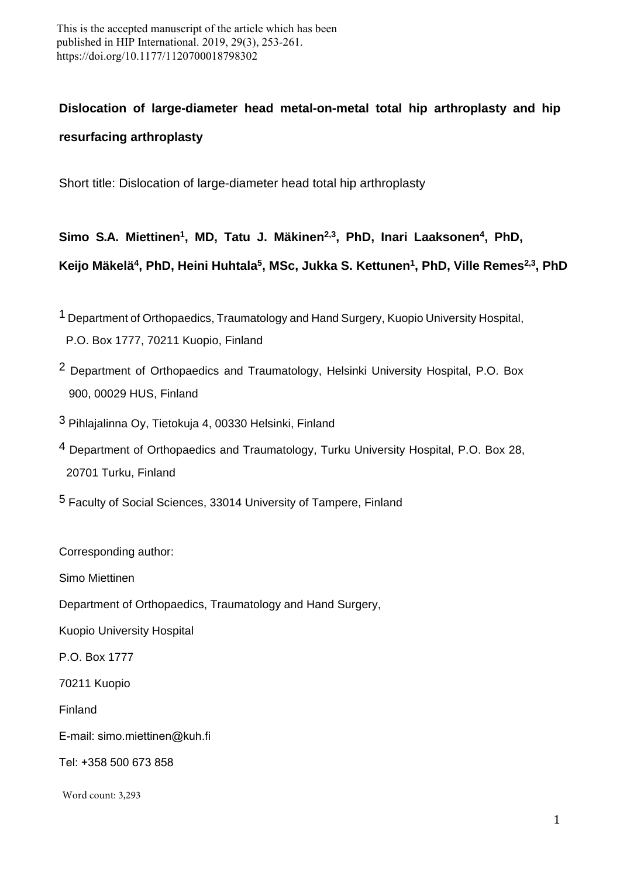This is the accepted manuscript of the article which has been published in HIP International. 2019, 29(3), 253-261. https://doi.org/10.1177/1120700018798302

# Dislocation of large-diameter head metal-on-metal total hip arthroplasty and hip resurfacing arthroplasty

Short title: Dislocation of large-diameter head total hip arthroplasty

**Simo S.A. Miettinen[1], MD, Tatu J. Mäkinen[2,3], PhD, Inari Laaksonen[4], PhD, Keijo Mäkelä[4], PhD, Heini Huhtala[5], MSc, Jukka S. Kettunen[1], PhD, Ville Remes[2,3], PhD**

[1] Department of Orthopaedics, Traumatology and Hand Surgery, Kuopio University Hospital, P.O. Box 1777, 70211 Kuopio, Finland

[2] Department of Orthopaedics and Traumatology, Helsinki University Hospital, P.O. Box 900, 00029 HUS, Finland

[3] Pihlajalinna Oy, Tietokuja 4, 00330 Helsinki, Finland

[4] Department of Orthopaedics and Traumatology, Turku University Hospital, P.O. Box 28, 20701 Turku, Finland

[5] Faculty of Social Sciences, 33014 University of Tampere, Finland

Corresponding author:

Simo Miettinen

Department of Orthopaedics, Traumatology and Hand Surgery,

Kuopio University Hospital

P.O. Box 1777

70211 Kuopio

Finland

E-mail: simo.miettinen@kuh.fi

Tel: +358 500 673 858

Word count: 3,293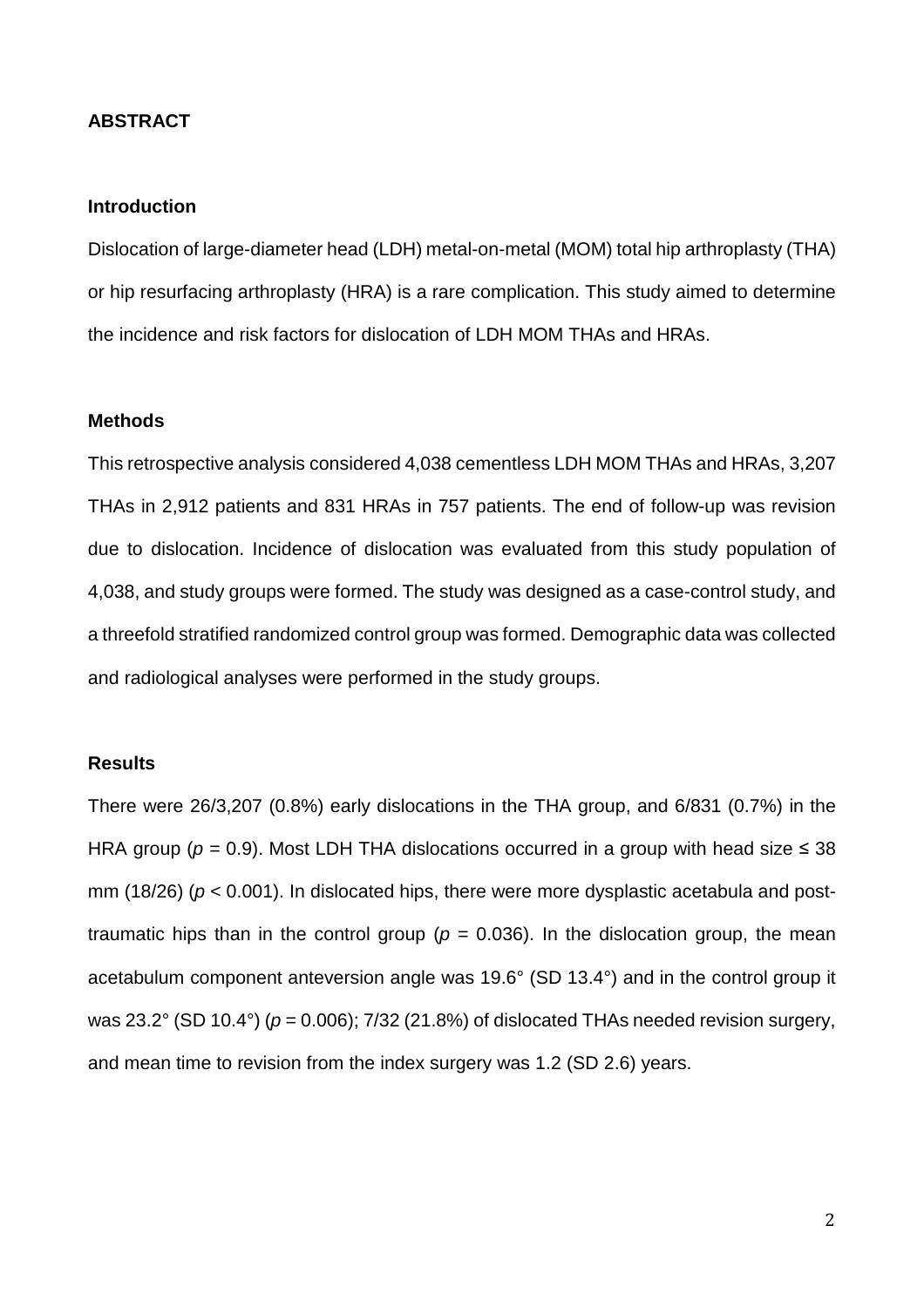## ABSTRACT

### Introduction

Dislocation of large-diameter head (LDH) metal-on-metal (MOM) total hip arthroplasty (THA) or hip resurfacing arthroplasty (HRA) is a rare complication. This study aimed to determine the incidence and risk factors for dislocation of LDH MOM THAs and HRAs.

### Methods

This retrospective analysis considered 4,038 cementless LDH MOM THAs and HRAs, 3,207 THAs in 2,912 patients and 831 HRAs in 757 patients. The end of follow-up was revision due to dislocation. Incidence of dislocation was evaluated from this study population of 4,038, and study groups were formed. The study was designed as a case-control study, and a threefold stratified randomized control group was formed. Demographic data was collected and radiological analyses were performed in the study groups.

### Results

There were 26/3,207 (0.8%) early dislocations in the THA group, and 6/831 (0.7%) in the HRA group ($p = 0.9$). Most LDH THA dislocations occurred in a group with head size ≤ 38 mm (18/26) ($p < 0.001$). In dislocated hips, there were more dysplastic acetabula and post-traumatic hips than in the control group ($p = 0.036$). In the dislocation group, the mean acetabulum component anteversion angle was 19.6° (SD 13.4°) and in the control group it was 23.2° (SD 10.4°) ($p = 0.006$); 7/32 (21.8%) of dislocated THAs needed revision surgery, and mean time to revision from the index surgery was 1.2 (SD 2.6) years.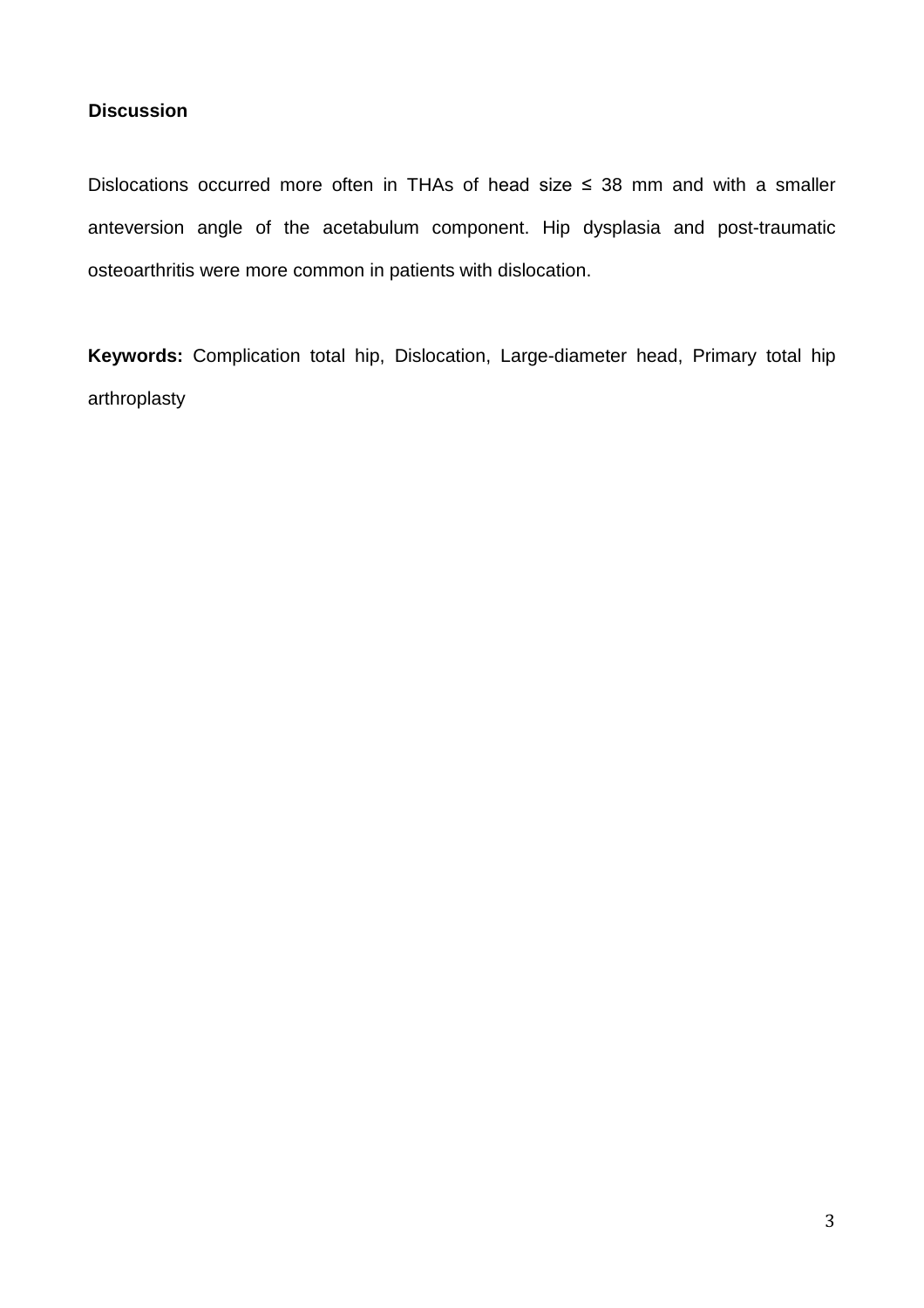**Discussion**

Dislocations occurred more often in THAs of head size ≤ 38 mm and with a smaller anteversion angle of the acetabulum component. Hip dysplasia and post-traumatic osteoarthritis were more common in patients with dislocation.

**Keywords:** Complication total hip, Dislocation, Large-diameter head, Primary total hip arthroplasty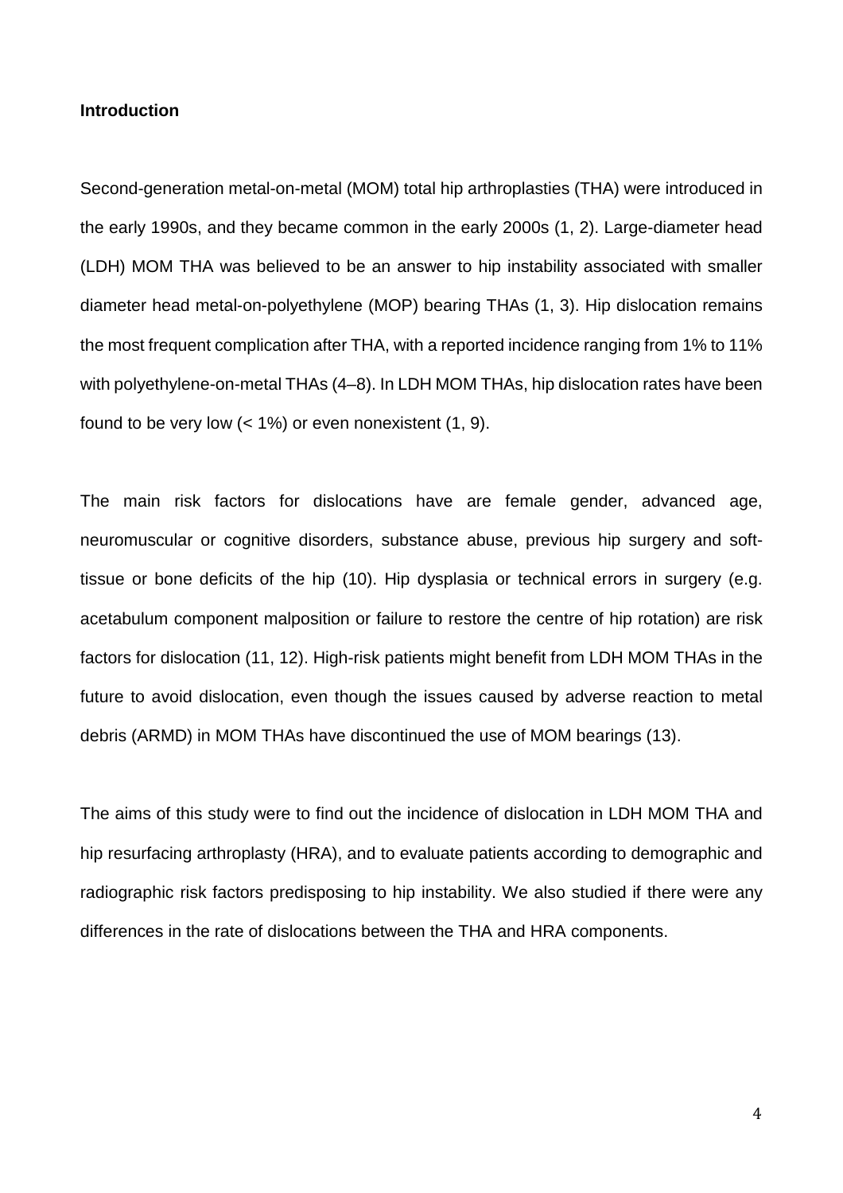## Introduction

Second-generation metal-on-metal (MOM) total hip arthroplasties (THA) were introduced in the early 1990s, and they became common in the early 2000s (1, 2). Large-diameter head (LDH) MOM THA was believed to be an answer to hip instability associated with smaller diameter head metal-on-polyethylene (MOP) bearing THAs (1, 3). Hip dislocation remains the most frequent complication after THA, with a reported incidence ranging from 1% to 11% with polyethylene-on-metal THAs (4–8). In LDH MOM THAs, hip dislocation rates have been found to be very low (< 1%) or even nonexistent (1, 9).

The main risk factors for dislocations have are female gender, advanced age, neuromuscular or cognitive disorders, substance abuse, previous hip surgery and soft-tissue or bone deficits of the hip (10). Hip dysplasia or technical errors in surgery (e.g. acetabulum component malposition or failure to restore the centre of hip rotation) are risk factors for dislocation (11, 12). High-risk patients might benefit from LDH MOM THAs in the future to avoid dislocation, even though the issues caused by adverse reaction to metal debris (ARMD) in MOM THAs have discontinued the use of MOM bearings (13).

The aims of this study were to find out the incidence of dislocation in LDH MOM THA and hip resurfacing arthroplasty (HRA), and to evaluate patients according to demographic and radiographic risk factors predisposing to hip instability. We also studied if there were any differences in the rate of dislocations between the THA and HRA components.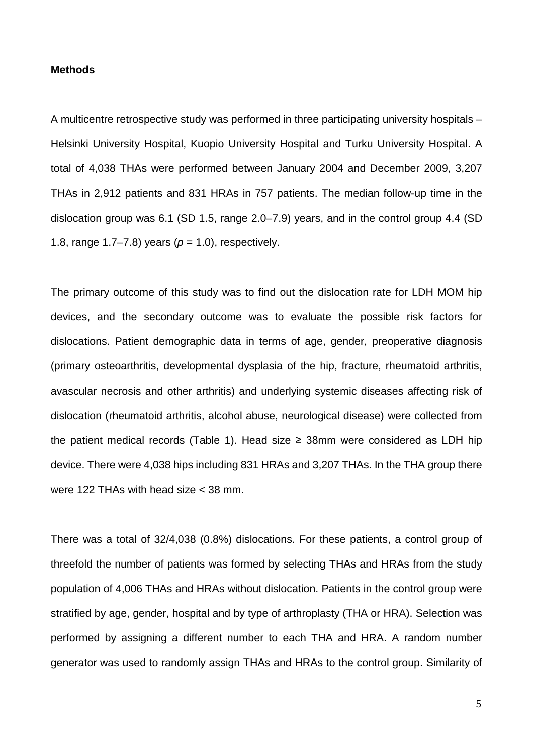**Methods**

A multicentre retrospective study was performed in three participating university hospitals – Helsinki University Hospital, Kuopio University Hospital and Turku University Hospital. A total of 4,038 THAs were performed between January 2004 and December 2009, 3,207 THAs in 2,912 patients and 831 HRAs in 757 patients. The median follow-up time in the dislocation group was 6.1 (SD 1.5, range 2.0–7.9) years, and in the control group 4.4 (SD 1.8, range 1.7–7.8) years ($p = 1.0$), respectively.

The primary outcome of this study was to find out the dislocation rate for LDH MOM hip devices, and the secondary outcome was to evaluate the possible risk factors for dislocations. Patient demographic data in terms of age, gender, preoperative diagnosis (primary osteoarthritis, developmental dysplasia of the hip, fracture, rheumatoid arthritis, avascular necrosis and other arthritis) and underlying systemic diseases affecting risk of dislocation (rheumatoid arthritis, alcohol abuse, neurological disease) were collected from the patient medical records (Table 1). Head size ≥ 38mm were considered as LDH hip device. There were 4,038 hips including 831 HRAs and 3,207 THAs. In the THA group there were 122 THAs with head size < 38 mm.

There was a total of 32/4,038 (0.8%) dislocations. For these patients, a control group of threefold the number of patients was formed by selecting THAs and HRAs from the study population of 4,006 THAs and HRAs without dislocation. Patients in the control group were stratified by age, gender, hospital and by type of arthroplasty (THA or HRA). Selection was performed by assigning a different number to each THA and HRA. A random number generator was used to randomly assign THAs and HRAs to the control group. Similarity of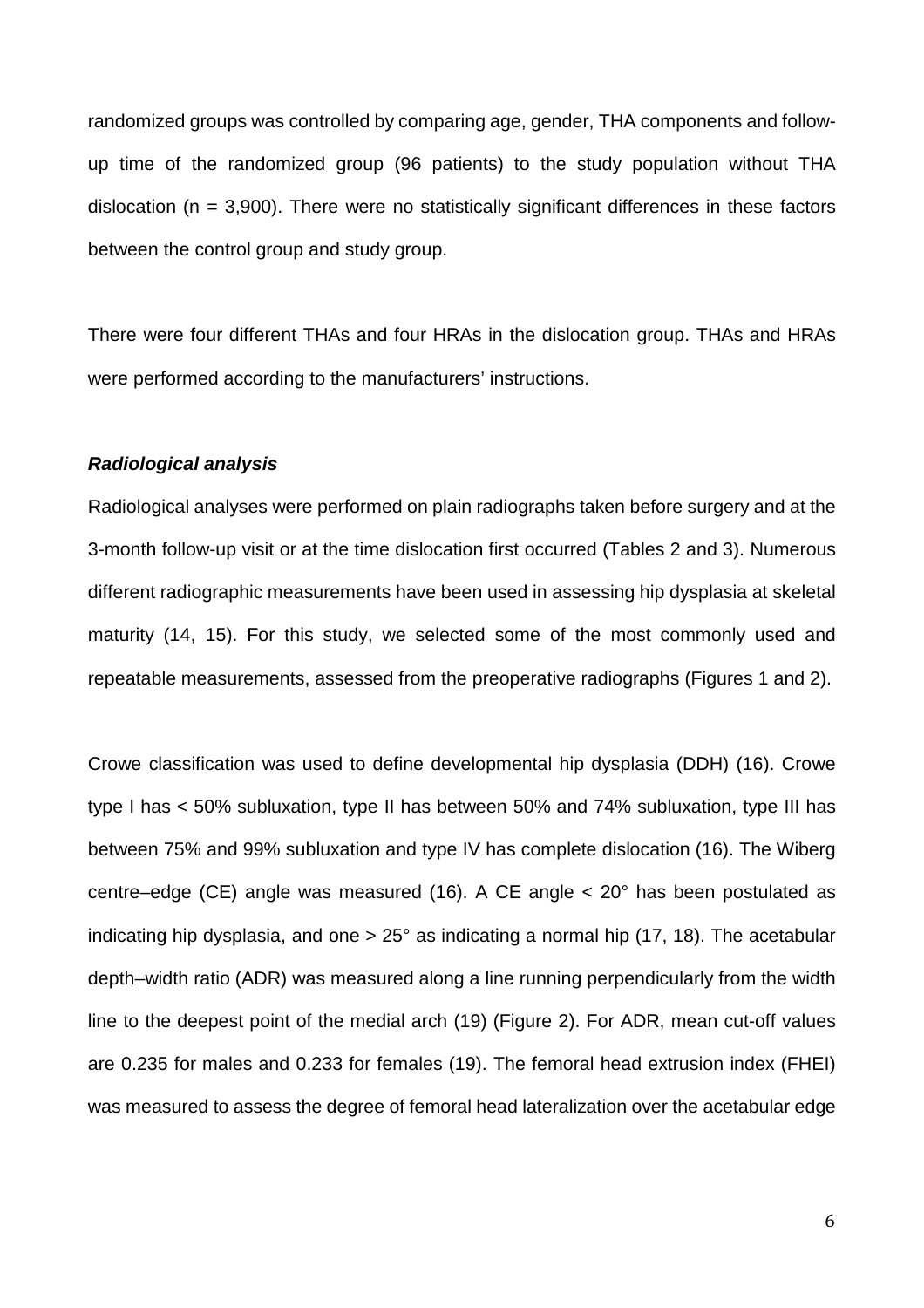randomized groups was controlled by comparing age, gender, THA components and follow-up time of the randomized group (96 patients) to the study population without THA dislocation (n = 3,900). There were no statistically significant differences in these factors between the control group and study group.

There were four different THAs and four HRAs in the dislocation group. THAs and HRAs were performed according to the manufacturers' instructions.

### *Radiological analysis*

Radiological analyses were performed on plain radiographs taken before surgery and at the 3-month follow-up visit or at the time dislocation first occurred (Tables 2 and 3). Numerous different radiographic measurements have been used in assessing hip dysplasia at skeletal maturity (14, 15). For this study, we selected some of the most commonly used and repeatable measurements, assessed from the preoperative radiographs (Figures 1 and 2).

Crowe classification was used to define developmental hip dysplasia (DDH) (16). Crowe type I has < 50% subluxation, type II has between 50% and 74% subluxation, type III has between 75% and 99% subluxation and type IV has complete dislocation (16). The Wiberg centre–edge (CE) angle was measured (16). A CE angle < 20° has been postulated as indicating hip dysplasia, and one > 25° as indicating a normal hip (17, 18). The acetabular depth–width ratio (ADR) was measured along a line running perpendicularly from the width line to the deepest point of the medial arch (19) (Figure 2). For ADR, mean cut-off values are 0.235 for males and 0.233 for females (19). The femoral head extrusion index (FHEI) was measured to assess the degree of femoral head lateralization over the acetabular edge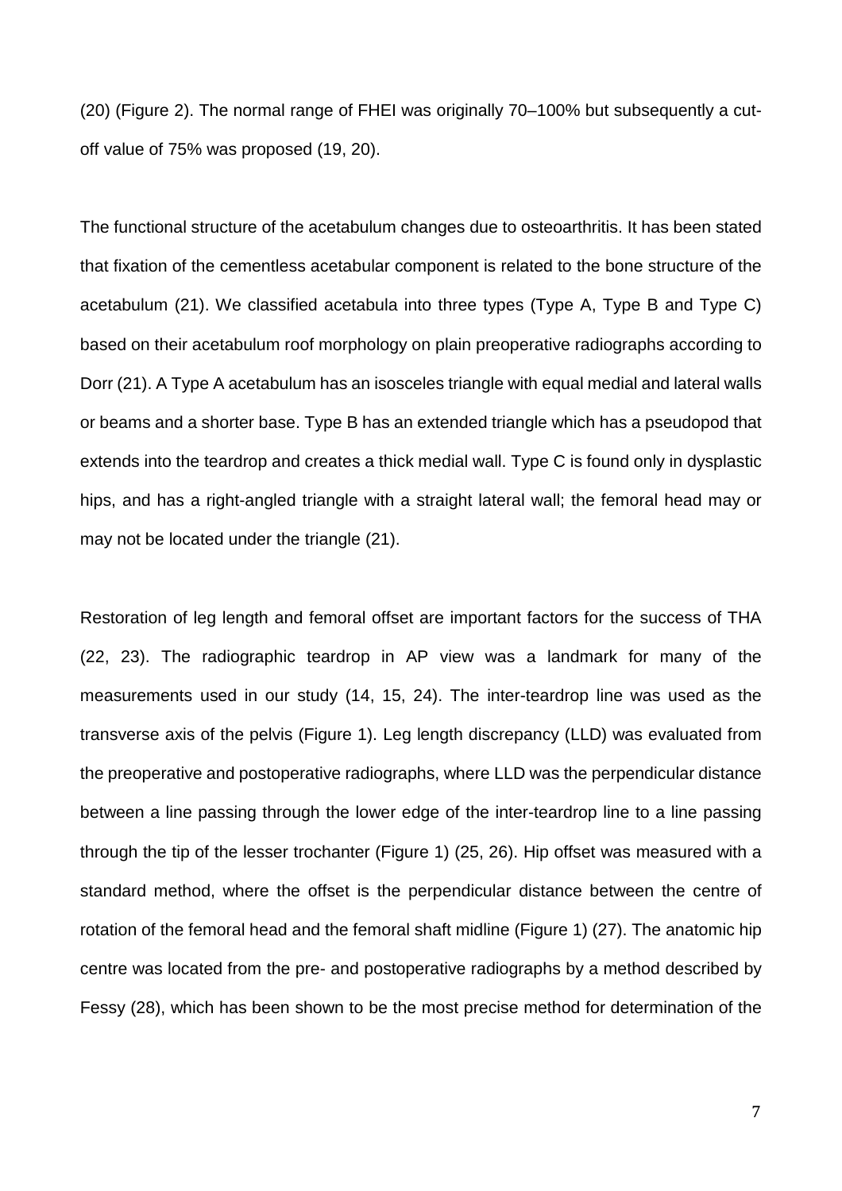(20) (Figure 2). The normal range of FHEI was originally 70–100% but subsequently a cut-off value of 75% was proposed (19, 20).

The functional structure of the acetabulum changes due to osteoarthritis. It has been stated that fixation of the cementless acetabular component is related to the bone structure of the acetabulum (21). We classified acetabula into three types (Type A, Type B and Type C) based on their acetabulum roof morphology on plain preoperative radiographs according to Dorr (21). A Type A acetabulum has an isosceles triangle with equal medial and lateral walls or beams and a shorter base. Type B has an extended triangle which has a pseudopod that extends into the teardrop and creates a thick medial wall. Type C is found only in dysplastic hips, and has a right-angled triangle with a straight lateral wall; the femoral head may or may not be located under the triangle (21).

Restoration of leg length and femoral offset are important factors for the success of THA (22, 23). The radiographic teardrop in AP view was a landmark for many of the measurements used in our study (14, 15, 24). The inter-teardrop line was used as the transverse axis of the pelvis (Figure 1). Leg length discrepancy (LLD) was evaluated from the preoperative and postoperative radiographs, where LLD was the perpendicular distance between a line passing through the lower edge of the inter-teardrop line to a line passing through the tip of the lesser trochanter (Figure 1) (25, 26). Hip offset was measured with a standard method, where the offset is the perpendicular distance between the centre of rotation of the femoral head and the femoral shaft midline (Figure 1) (27). The anatomic hip centre was located from the pre- and postoperative radiographs by a method described by Fessy (28), which has been shown to be the most precise method for determination of the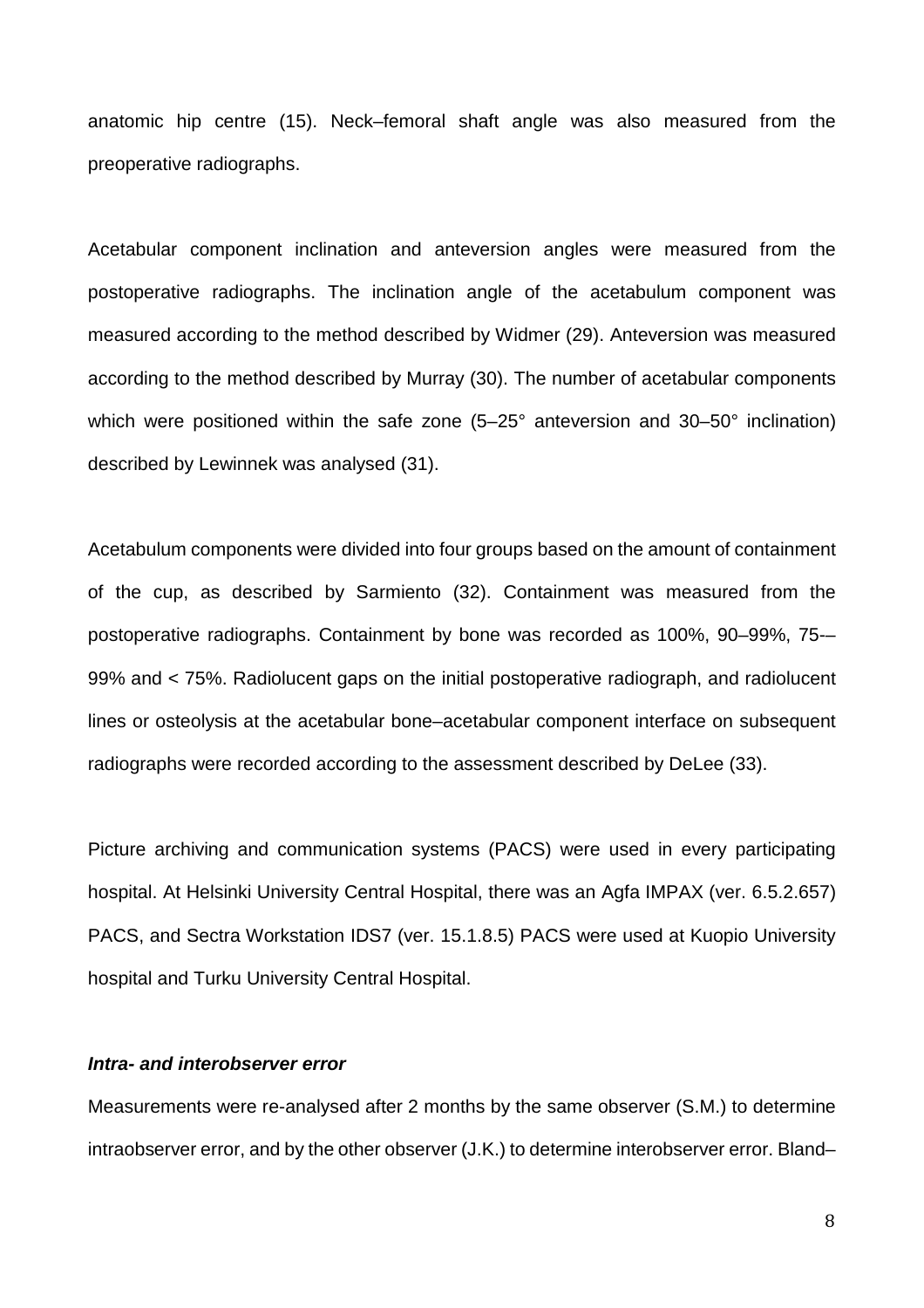anatomic hip centre (15). Neck–femoral shaft angle was also measured from the preoperative radiographs.

Acetabular component inclination and anteversion angles were measured from the postoperative radiographs. The inclination angle of the acetabulum component was measured according to the method described by Widmer (29). Anteversion was measured according to the method described by Murray (30). The number of acetabular components which were positioned within the safe zone (5–25° anteversion and 30–50° inclination) described by Lewinnek was analysed (31).

Acetabulum components were divided into four groups based on the amount of containment of the cup, as described by Sarmiento (32). Containment was measured from the postoperative radiographs. Containment by bone was recorded as 100%, 90–99%, 75-–99% and < 75%. Radiolucent gaps on the initial postoperative radiograph, and radiolucent lines or osteolysis at the acetabular bone–acetabular component interface on subsequent radiographs were recorded according to the assessment described by DeLee (33).

Picture archiving and communication systems (PACS) were used in every participating hospital. At Helsinki University Central Hospital, there was an Agfa IMPAX (ver. 6.5.2.657) PACS, and Sectra Workstation IDS7 (ver. 15.1.8.5) PACS were used at Kuopio University hospital and Turku University Central Hospital.

***Intra- and interobserver error***

Measurements were re-analysed after 2 months by the same observer (S.M.) to determine intraobserver error, and by the other observer (J.K.) to determine interobserver error. Bland–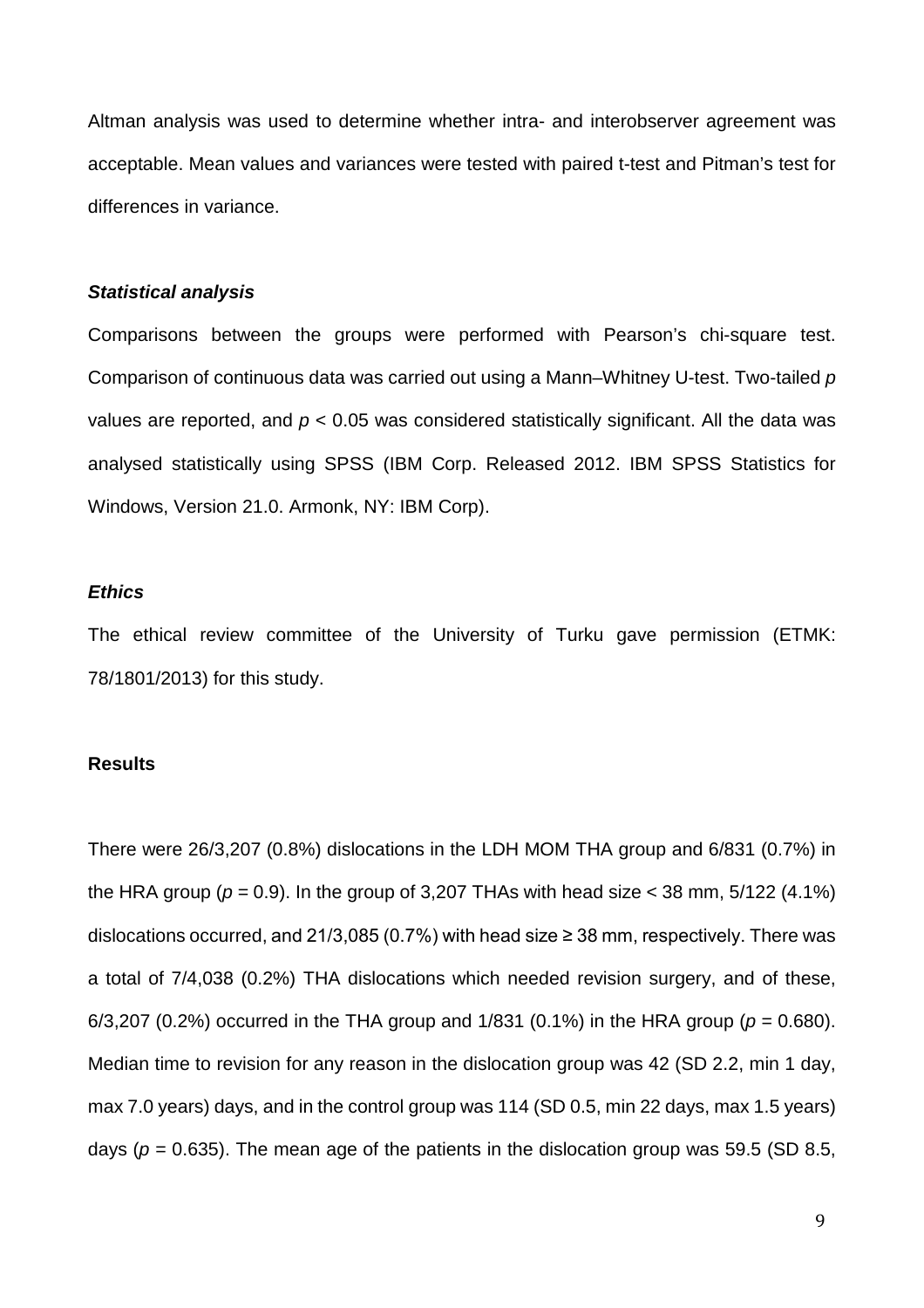Altman analysis was used to determine whether intra- and interobserver agreement was acceptable. Mean values and variances were tested with paired t-test and Pitman's test for differences in variance.

### *Statistical analysis*

Comparisons between the groups were performed with Pearson's chi-square test. Comparison of continuous data was carried out using a Mann–Whitney U-test. Two-tailed $p$ values are reported, and $p < 0.05$ was considered statistically significant. All the data was analysed statistically using SPSS (IBM Corp. Released 2012. IBM SPSS Statistics for Windows, Version 21.0. Armonk, NY: IBM Corp).

### *Ethics*

The ethical review committee of the University of Turku gave permission (ETMK: 78/1801/2013) for this study.

## Results

There were 26/3,207 (0.8%) dislocations in the LDH MOM THA group and 6/831 (0.7%) in the HRA group ($p = 0.9$). In the group of 3,207 THAs with head size < 38 mm, 5/122 (4.1%) dislocations occurred, and 21/3,085 (0.7%) with head size ≥ 38 mm, respectively. There was a total of 7/4,038 (0.2%) THA dislocations which needed revision surgery, and of these, 6/3,207 (0.2%) occurred in the THA group and 1/831 (0.1%) in the HRA group ($p = 0.680$). Median time to revision for any reason in the dislocation group was 42 (SD 2.2, min 1 day, max 7.0 years) days, and in the control group was 114 (SD 0.5, min 22 days, max 1.5 years) days ($p = 0.635$). The mean age of the patients in the dislocation group was 59.5 (SD 8.5,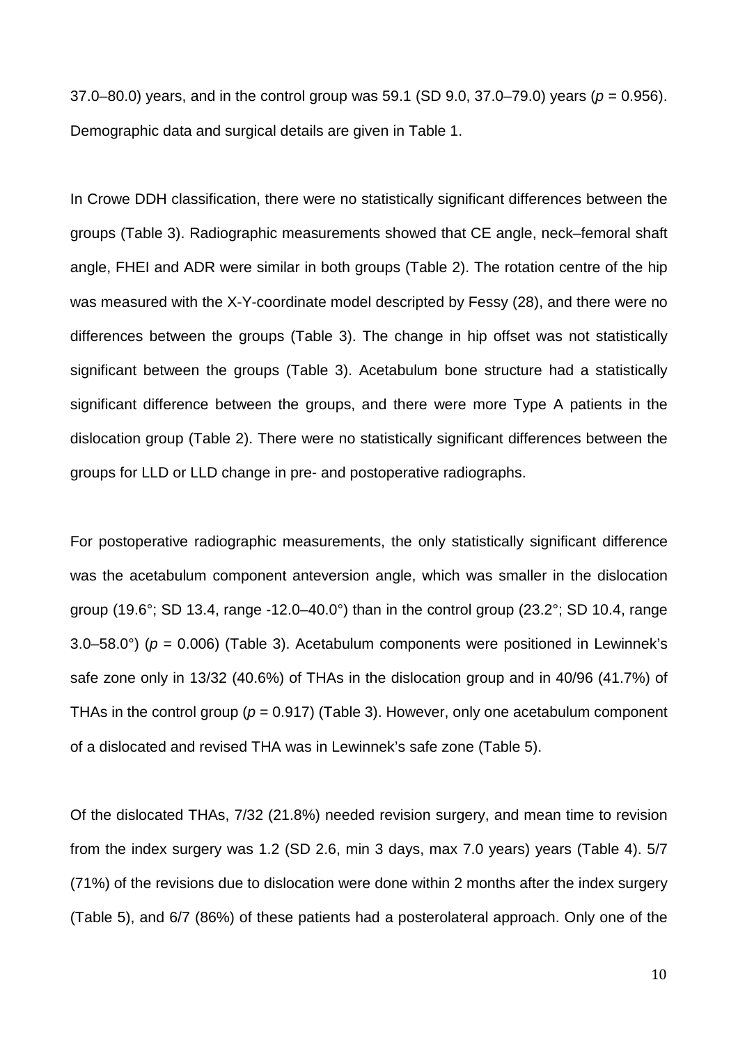37.0–80.0) years, and in the control group was 59.1 (SD 9.0, 37.0–79.0) years (*p* = 0.956). Demographic data and surgical details are given in Table 1.

In Crowe DDH classification, there were no statistically significant differences between the groups (Table 3). Radiographic measurements showed that CE angle, neck–femoral shaft angle, FHEI and ADR were similar in both groups (Table 2). The rotation centre of the hip was measured with the X-Y-coordinate model descripted by Fessy (28), and there were no differences between the groups (Table 3). The change in hip offset was not statistically significant between the groups (Table 3). Acetabulum bone structure had a statistically significant difference between the groups, and there were more Type A patients in the dislocation group (Table 2). There were no statistically significant differences between the groups for LLD or LLD change in pre- and postoperative radiographs.

For postoperative radiographic measurements, the only statistically significant difference was the acetabulum component anteversion angle, which was smaller in the dislocation group (19.6°; SD 13.4, range -12.0–40.0°) than in the control group (23.2°; SD 10.4, range 3.0–58.0°) (*p* = 0.006) (Table 3). Acetabulum components were positioned in Lewinnek's safe zone only in 13/32 (40.6%) of THAs in the dislocation group and in 40/96 (41.7%) of THAs in the control group (*p* = 0.917) (Table 3). However, only one acetabulum component of a dislocated and revised THA was in Lewinnek's safe zone (Table 5).

Of the dislocated THAs, 7/32 (21.8%) needed revision surgery, and mean time to revision from the index surgery was 1.2 (SD 2.6, min 3 days, max 7.0 years) years (Table 4). 5/7 (71%) of the revisions due to dislocation were done within 2 months after the index surgery (Table 5), and 6/7 (86%) of these patients had a posterolateral approach. Only one of the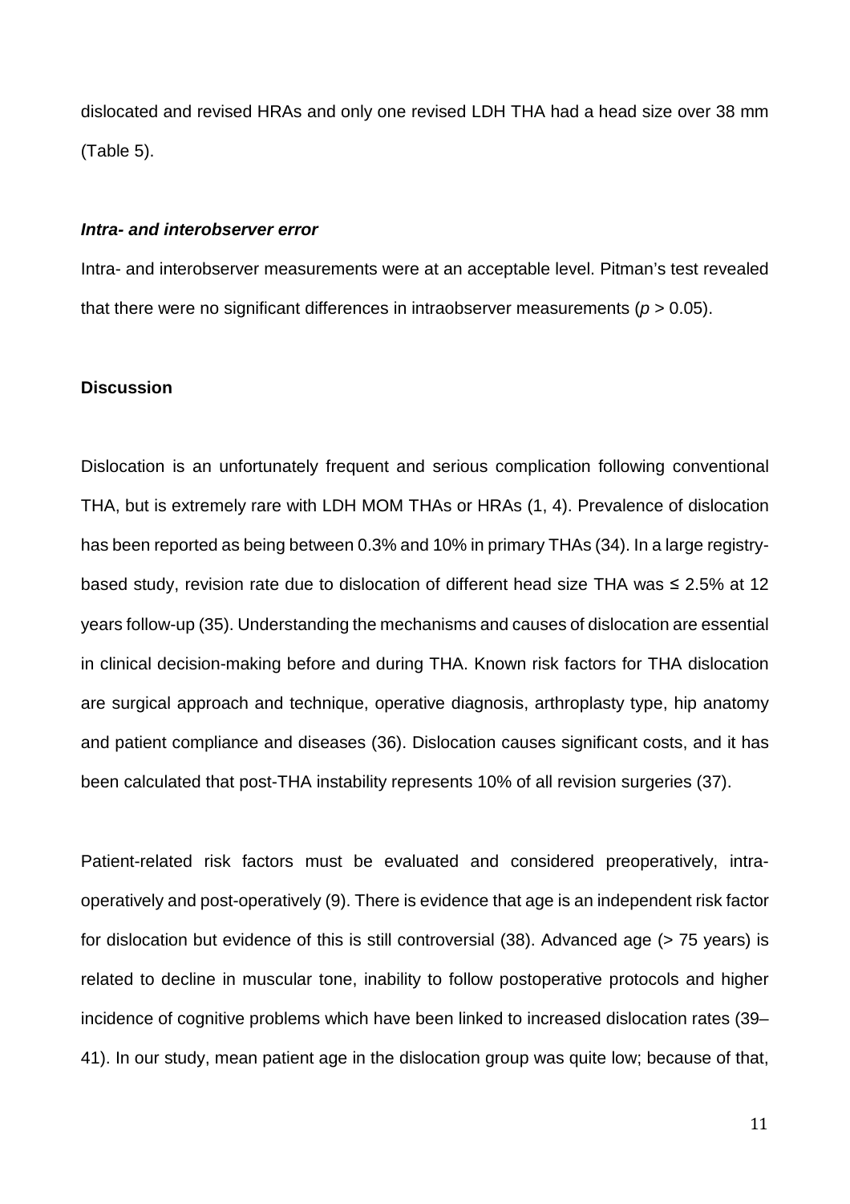dislocated and revised HRAs and only one revised LDH THA had a head size over 38 mm (Table 5).

### ***Intra- and interobserver error***

Intra- and interobserver measurements were at an acceptable level. Pitman's test revealed that there were no significant differences in intraobserver measurements ($p > 0.05$).

## **Discussion**

Dislocation is an unfortunately frequent and serious complication following conventional THA, but is extremely rare with LDH MOM THAs or HRAs (1, 4). Prevalence of dislocation has been reported as being between 0.3% and 10% in primary THAs (34). In a large registry-based study, revision rate due to dislocation of different head size THA was ≤ 2.5% at 12 years follow-up (35). Understanding the mechanisms and causes of dislocation are essential in clinical decision-making before and during THA. Known risk factors for THA dislocation are surgical approach and technique, operative diagnosis, arthroplasty type, hip anatomy and patient compliance and diseases (36). Dislocation causes significant costs, and it has been calculated that post-THA instability represents 10% of all revision surgeries (37).

Patient-related risk factors must be evaluated and considered preoperatively, intra-operatively and post-operatively (9). There is evidence that age is an independent risk factor for dislocation but evidence of this is still controversial (38). Advanced age (> 75 years) is related to decline in muscular tone, inability to follow postoperative protocols and higher incidence of cognitive problems which have been linked to increased dislocation rates (39–41). In our study, mean patient age in the dislocation group was quite low; because of that,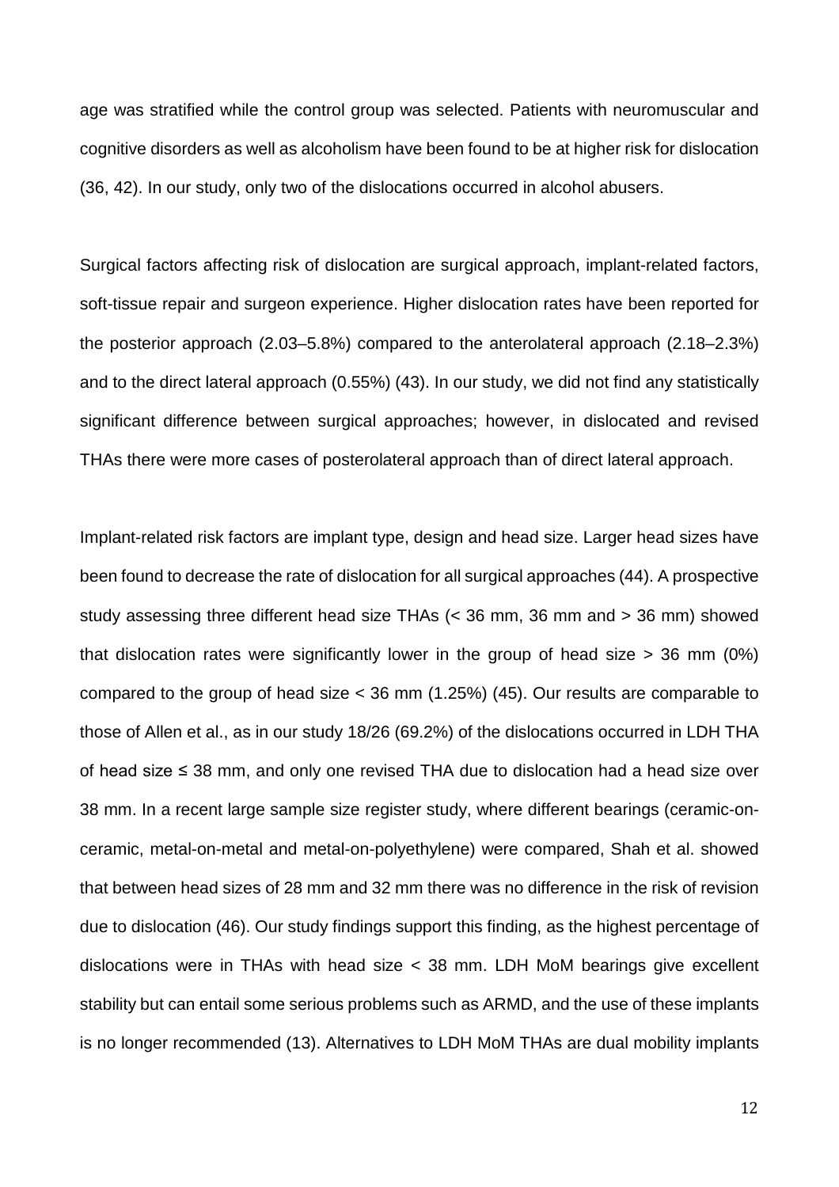age was stratified while the control group was selected. Patients with neuromuscular and cognitive disorders as well as alcoholism have been found to be at higher risk for dislocation (36, 42). In our study, only two of the dislocations occurred in alcohol abusers.

Surgical factors affecting risk of dislocation are surgical approach, implant-related factors, soft-tissue repair and surgeon experience. Higher dislocation rates have been reported for the posterior approach (2.03–5.8%) compared to the anterolateral approach (2.18–2.3%) and to the direct lateral approach (0.55%) (43). In our study, we did not find any statistically significant difference between surgical approaches; however, in dislocated and revised THAs there were more cases of posterolateral approach than of direct lateral approach.

Implant-related risk factors are implant type, design and head size. Larger head sizes have been found to decrease the rate of dislocation for all surgical approaches (44). A prospective study assessing three different head size THAs (< 36 mm, 36 mm and > 36 mm) showed that dislocation rates were significantly lower in the group of head size > 36 mm (0%) compared to the group of head size < 36 mm (1.25%) (45). Our results are comparable to those of Allen et al., as in our study 18/26 (69.2%) of the dislocations occurred in LDH THA of head size ≤ 38 mm, and only one revised THA due to dislocation had a head size over 38 mm. In a recent large sample size register study, where different bearings (ceramic-on-ceramic, metal-on-metal and metal-on-polyethylene) were compared, Shah et al. showed that between head sizes of 28 mm and 32 mm there was no difference in the risk of revision due to dislocation (46). Our study findings support this finding, as the highest percentage of dislocations were in THAs with head size < 38 mm. LDH MoM bearings give excellent stability but can entail some serious problems such as ARMD, and the use of these implants is no longer recommended (13). Alternatives to LDH MoM THAs are dual mobility implants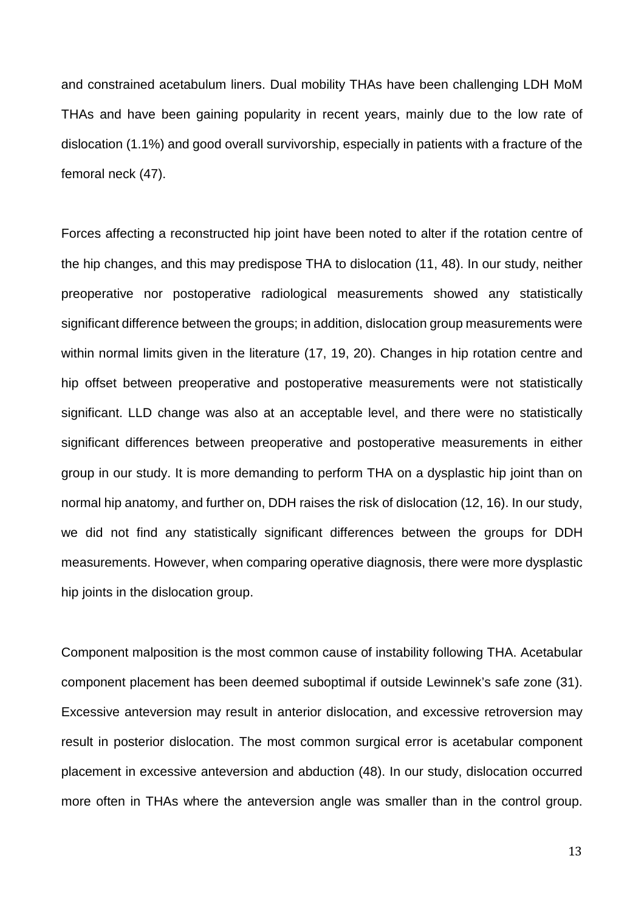and constrained acetabulum liners. Dual mobility THAs have been challenging LDH MoM THAs and have been gaining popularity in recent years, mainly due to the low rate of dislocation (1.1%) and good overall survivorship, especially in patients with a fracture of the femoral neck (47).

Forces affecting a reconstructed hip joint have been noted to alter if the rotation centre of the hip changes, and this may predispose THA to dislocation (11, 48). In our study, neither preoperative nor postoperative radiological measurements showed any statistically significant difference between the groups; in addition, dislocation group measurements were within normal limits given in the literature (17, 19, 20). Changes in hip rotation centre and hip offset between preoperative and postoperative measurements were not statistically significant. LLD change was also at an acceptable level, and there were no statistically significant differences between preoperative and postoperative measurements in either group in our study. It is more demanding to perform THA on a dysplastic hip joint than on normal hip anatomy, and further on, DDH raises the risk of dislocation (12, 16). In our study, we did not find any statistically significant differences between the groups for DDH measurements. However, when comparing operative diagnosis, there were more dysplastic hip joints in the dislocation group.

Component malposition is the most common cause of instability following THA. Acetabular component placement has been deemed suboptimal if outside Lewinnek's safe zone (31). Excessive anteversion may result in anterior dislocation, and excessive retroversion may result in posterior dislocation. The most common surgical error is acetabular component placement in excessive anteversion and abduction (48). In our study, dislocation occurred more often in THAs where the anteversion angle was smaller than in the control group.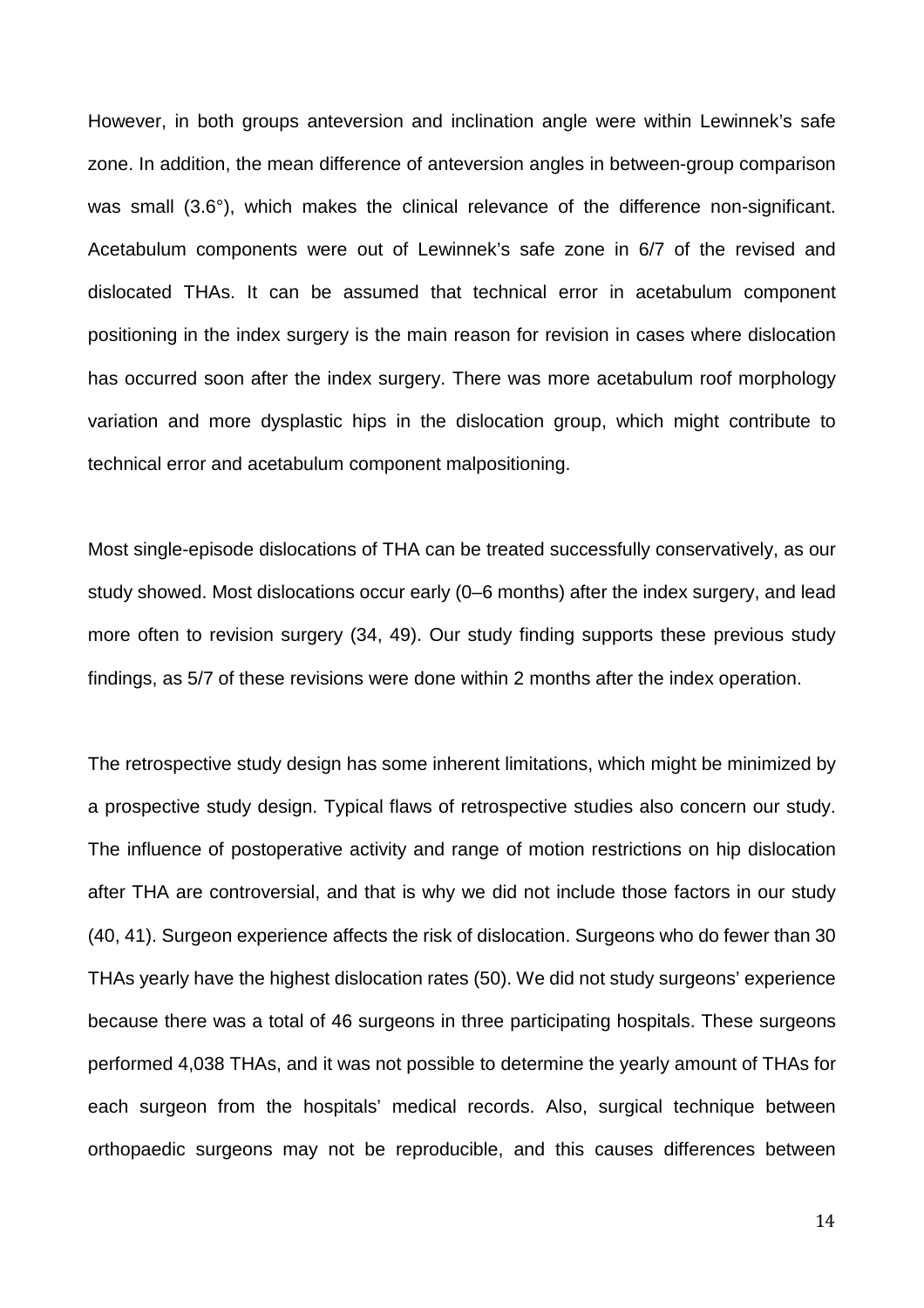However, in both groups anteversion and inclination angle were within Lewinnek's safe zone. In addition, the mean difference of anteversion angles in between-group comparison was small (3.6°), which makes the clinical relevance of the difference non-significant. Acetabulum components were out of Lewinnek's safe zone in 6/7 of the revised and dislocated THAs. It can be assumed that technical error in acetabulum component positioning in the index surgery is the main reason for revision in cases where dislocation has occurred soon after the index surgery. There was more acetabulum roof morphology variation and more dysplastic hips in the dislocation group, which might contribute to technical error and acetabulum component malpositioning.

Most single-episode dislocations of THA can be treated successfully conservatively, as our study showed. Most dislocations occur early (0–6 months) after the index surgery, and lead more often to revision surgery (34, 49). Our study finding supports these previous study findings, as 5/7 of these revisions were done within 2 months after the index operation.

The retrospective study design has some inherent limitations, which might be minimized by a prospective study design. Typical flaws of retrospective studies also concern our study. The influence of postoperative activity and range of motion restrictions on hip dislocation after THA are controversial, and that is why we did not include those factors in our study (40, 41). Surgeon experience affects the risk of dislocation. Surgeons who do fewer than 30 THAs yearly have the highest dislocation rates (50). We did not study surgeons' experience because there was a total of 46 surgeons in three participating hospitals. These surgeons performed 4,038 THAs, and it was not possible to determine the yearly amount of THAs for each surgeon from the hospitals' medical records. Also, surgical technique between orthopaedic surgeons may not be reproducible, and this causes differences between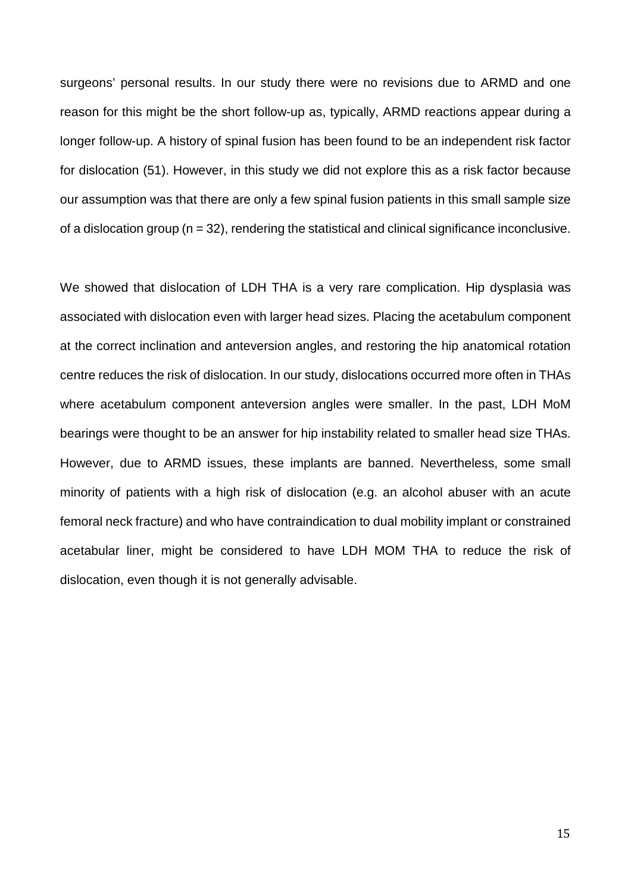surgeons' personal results. In our study there were no revisions due to ARMD and one reason for this might be the short follow-up as, typically, ARMD reactions appear during a longer follow-up. A history of spinal fusion has been found to be an independent risk factor for dislocation (51). However, in this study we did not explore this as a risk factor because our assumption was that there are only a few spinal fusion patients in this small sample size of a dislocation group (n = 32), rendering the statistical and clinical significance inconclusive.

We showed that dislocation of LDH THA is a very rare complication. Hip dysplasia was associated with dislocation even with larger head sizes. Placing the acetabulum component at the correct inclination and anteversion angles, and restoring the hip anatomical rotation centre reduces the risk of dislocation. In our study, dislocations occurred more often in THAs where acetabulum component anteversion angles were smaller. In the past, LDH MoM bearings were thought to be an answer for hip instability related to smaller head size THAs. However, due to ARMD issues, these implants are banned. Nevertheless, some small minority of patients with a high risk of dislocation (e.g. an alcohol abuser with an acute femoral neck fracture) and who have contraindication to dual mobility implant or constrained acetabular liner, might be considered to have LDH MOM THA to reduce the risk of dislocation, even though it is not generally advisable.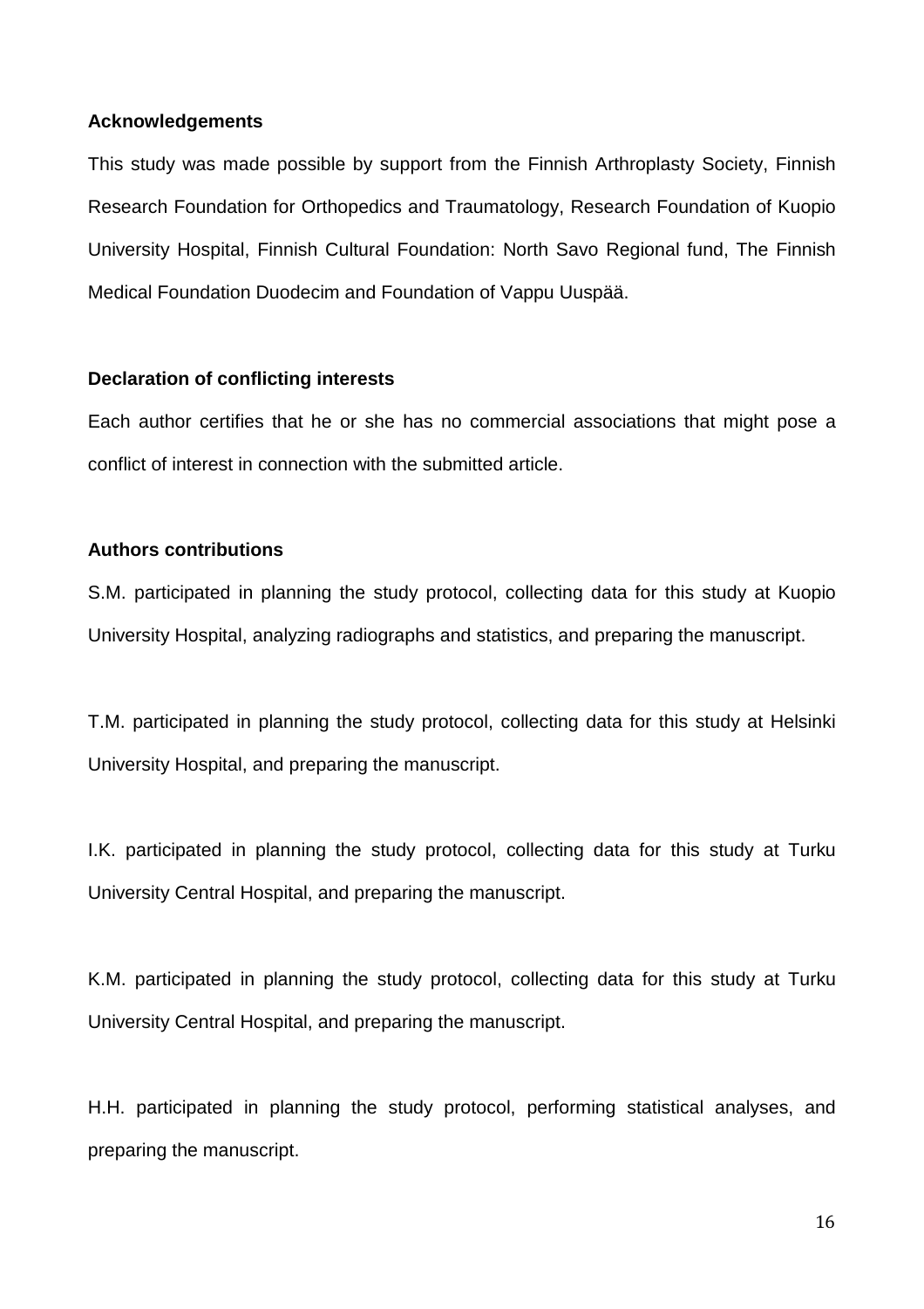## Acknowledgements

This study was made possible by support from the Finnish Arthroplasty Society, Finnish Research Foundation for Orthopedics and Traumatology, Research Foundation of Kuopio University Hospital, Finnish Cultural Foundation: North Savo Regional fund, The Finnish Medical Foundation Duodecim and Foundation of Vappu Uuspää.

## Declaration of conflicting interests

Each author certifies that he or she has no commercial associations that might pose a conflict of interest in connection with the submitted article.

## Authors contributions

S.M. participated in planning the study protocol, collecting data for this study at Kuopio University Hospital, analyzing radiographs and statistics, and preparing the manuscript.

T.M. participated in planning the study protocol, collecting data for this study at Helsinki University Hospital, and preparing the manuscript.

I.K. participated in planning the study protocol, collecting data for this study at Turku University Central Hospital, and preparing the manuscript.

K.M. participated in planning the study protocol, collecting data for this study at Turku University Central Hospital, and preparing the manuscript.

H.H. participated in planning the study protocol, performing statistical analyses, and preparing the manuscript.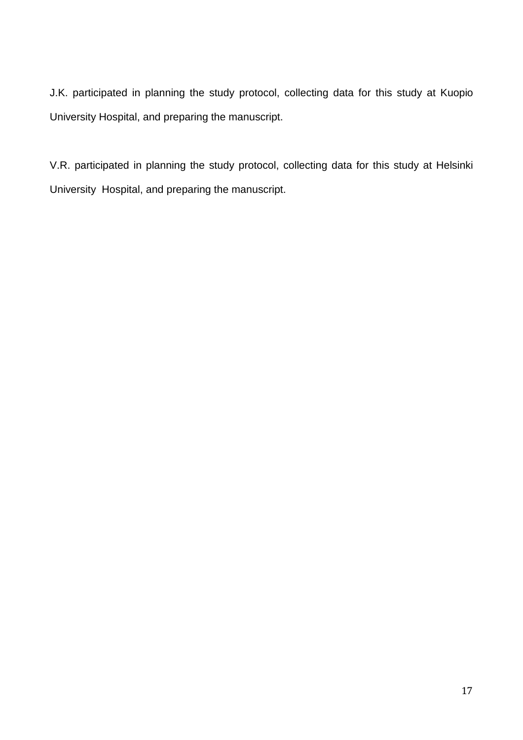J.K. participated in planning the study protocol, collecting data for this study at Kuopio University Hospital, and preparing the manuscript.

V.R. participated in planning the study protocol, collecting data for this study at Helsinki University Hospital, and preparing the manuscript.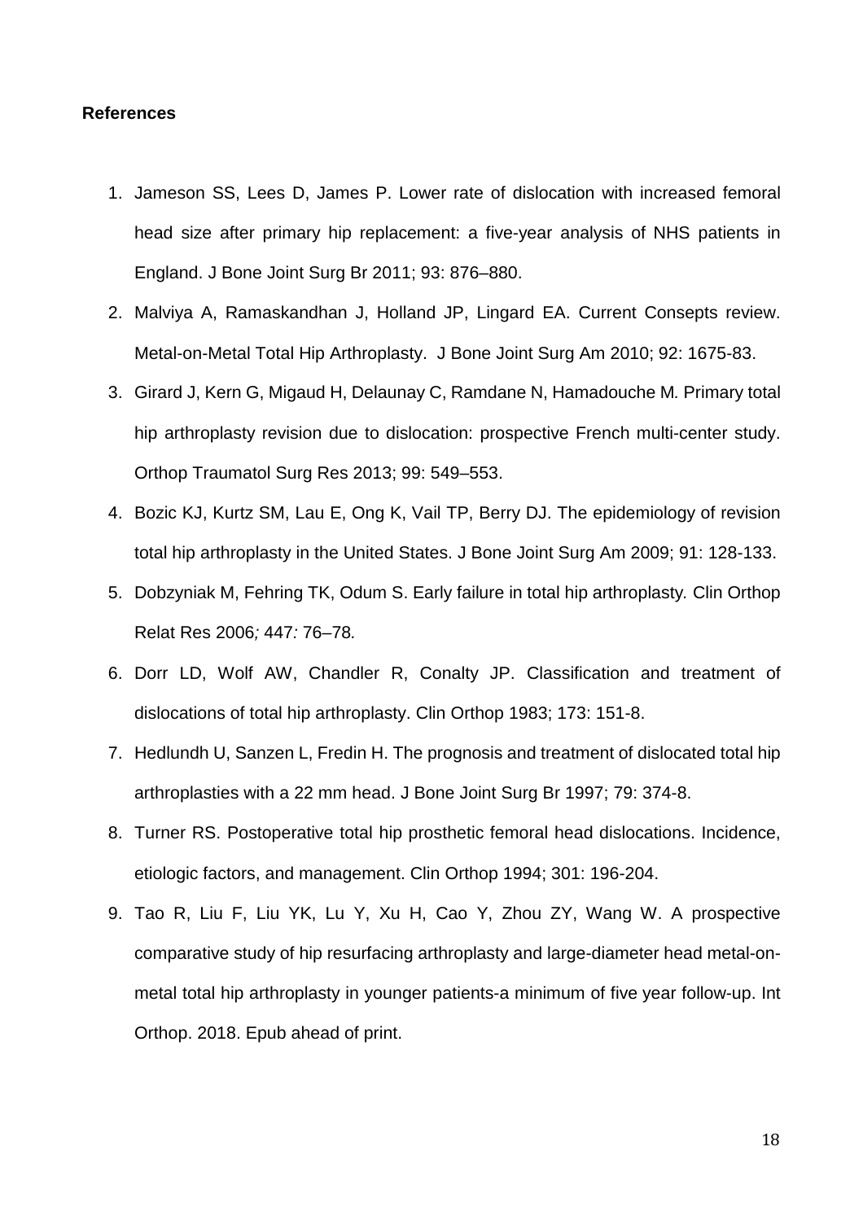**References**

1. Jameson SS, Lees D, James P. Lower rate of dislocation with increased femoral head size after primary hip replacement: a five-year analysis of NHS patients in England. J Bone Joint Surg Br 2011; 93: 876–880.
2. Malviya A, Ramaskandhan J, Holland JP, Lingard EA. Current Consepts review. Metal-on-Metal Total Hip Arthroplasty. J Bone Joint Surg Am 2010; 92: 1675-83.
3. Girard J, Kern G, Migaud H, Delaunay C, Ramdane N, Hamadouche M*.* Primary total hip arthroplasty revision due to dislocation: prospective French multi-center study. Orthop Traumatol Surg Res 2013; 99: 549–553.
4. Bozic KJ, Kurtz SM, Lau E, Ong K, Vail TP, Berry DJ. The epidemiology of revision total hip arthroplasty in the United States. J Bone Joint Surg Am 2009; 91: 128-133.
5. Dobzyniak M, Fehring TK, Odum S. Early failure in total hip arthroplasty*.* Clin Orthop Relat Res 2006*;* 447*:* 76–78*.*
6. Dorr LD, Wolf AW, Chandler R, Conalty JP. Classification and treatment of dislocations of total hip arthroplasty. Clin Orthop 1983; 173: 151-8.
7. Hedlundh U, Sanzen L, Fredin H. The prognosis and treatment of dislocated total hip arthroplasties with a 22 mm head. J Bone Joint Surg Br 1997; 79: 374-8.
8. Turner RS. Postoperative total hip prosthetic femoral head dislocations. Incidence, etiologic factors, and management. Clin Orthop 1994; 301: 196-204.
9. Tao R, Liu F, Liu YK, Lu Y, Xu H, Cao Y, Zhou ZY, Wang W. A prospective comparative study of hip resurfacing arthroplasty and large-diameter head metal-on-metal total hip arthroplasty in younger patients-a minimum of five year follow-up. Int Orthop. 2018. Epub ahead of print.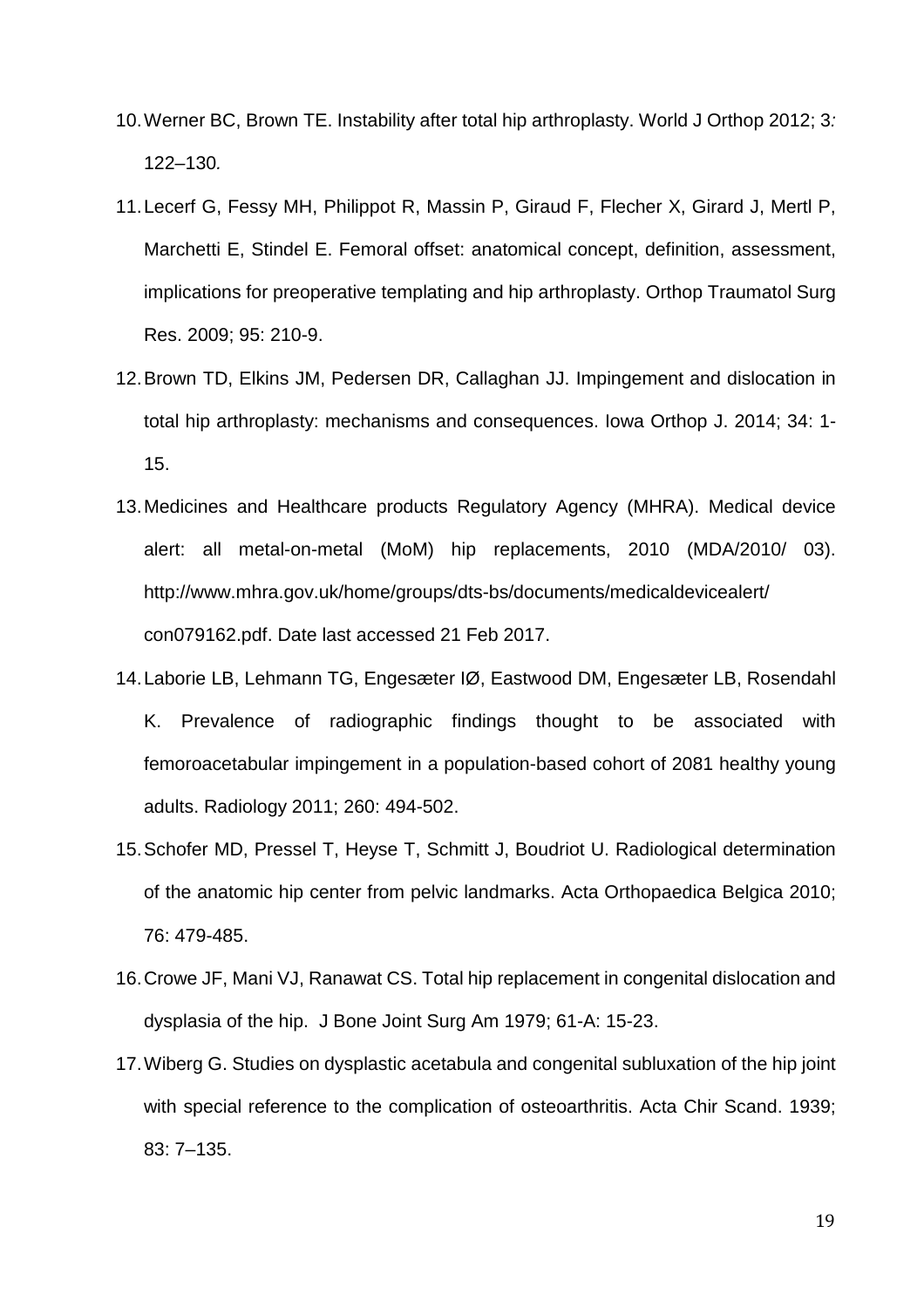10. Werner BC, Brown TE. Instability after total hip arthroplasty. World J Orthop 2012; 3: 122–130.
11. Lecerf G, Fessy MH, Philippot R, Massin P, Giraud F, Flecher X, Girard J, Mertl P, Marchetti E, Stindel E. Femoral offset: anatomical concept, definition, assessment, implications for preoperative templating and hip arthroplasty. Orthop Traumatol Surg Res. 2009; 95: 210-9.
12. Brown TD, Elkins JM, Pedersen DR, Callaghan JJ. Impingement and dislocation in total hip arthroplasty: mechanisms and consequences. Iowa Orthop J. 2014; 34: 1-15.
13. Medicines and Healthcare products Regulatory Agency (MHRA). Medical device alert: all metal-on-metal (MoM) hip replacements, 2010 (MDA/2010/ 03). http://www.mhra.gov.uk/home/groups/dts-bs/documents/medicaldevicealert/ con079162.pdf. Date last accessed 21 Feb 2017.
14. Laborie LB, Lehmann TG, Engesæter IØ, Eastwood DM, Engesæter LB, Rosendahl K. Prevalence of radiographic findings thought to be associated with femoroacetabular impingement in a population-based cohort of 2081 healthy young adults. Radiology 2011; 260: 494-502.
15. Schofer MD, Pressel T, Heyse T, Schmitt J, Boudriot U. Radiological determination of the anatomic hip center from pelvic landmarks. Acta Orthopaedica Belgica 2010; 76: 479-485.
16. Crowe JF, Mani VJ, Ranawat CS. Total hip replacement in congenital dislocation and dysplasia of the hip. J Bone Joint Surg Am 1979; 61-A: 15-23.
17. Wiberg G. Studies on dysplastic acetabula and congenital subluxation of the hip joint with special reference to the complication of osteoarthritis. Acta Chir Scand. 1939; 83: 7–135.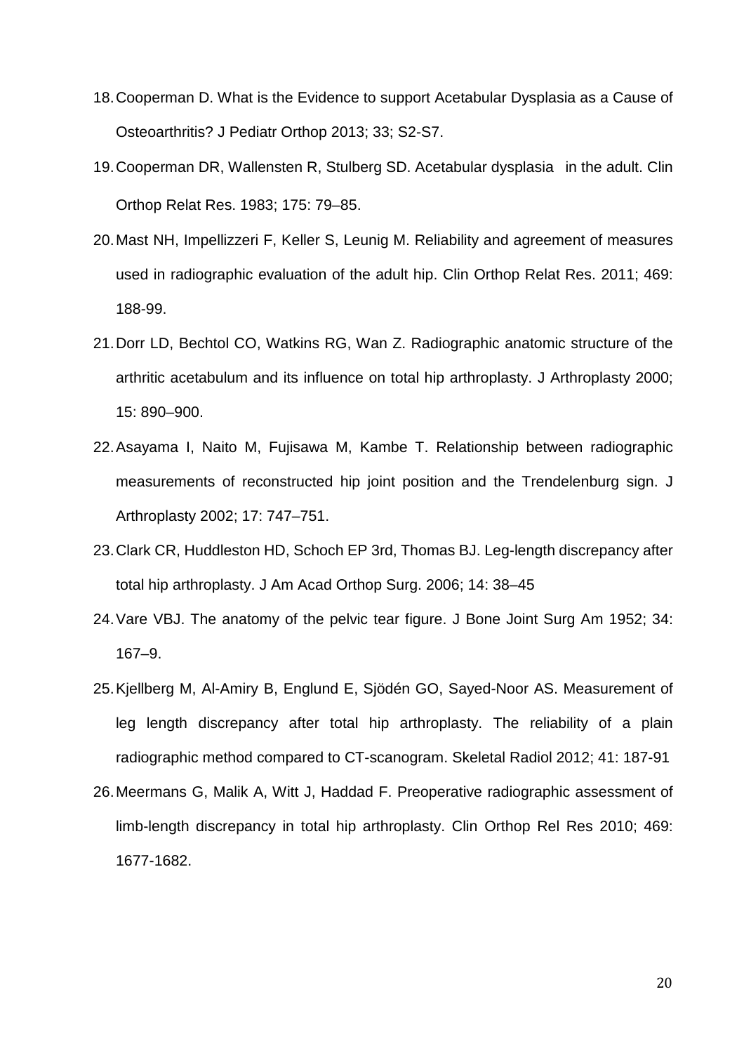18. Cooperman D. What is the Evidence to support Acetabular Dysplasia as a Cause of Osteoarthritis? J Pediatr Orthop 2013; 33; S2-S7.
19. Cooperman DR, Wallensten R, Stulberg SD. Acetabular dysplasia in the adult. Clin Orthop Relat Res. 1983; 175: 79–85.
20. Mast NH, Impellizzeri F, Keller S, Leunig M. Reliability and agreement of measures used in radiographic evaluation of the adult hip. Clin Orthop Relat Res. 2011; 469: 188-99.
21. Dorr LD, Bechtol CO, Watkins RG, Wan Z. Radiographic anatomic structure of the arthritic acetabulum and its influence on total hip arthroplasty. J Arthroplasty 2000; 15: 890–900.
22. Asayama I, Naito M, Fujisawa M, Kambe T. Relationship between radiographic measurements of reconstructed hip joint position and the Trendelenburg sign. J Arthroplasty 2002; 17: 747–751.
23. Clark CR, Huddleston HD, Schoch EP 3rd, Thomas BJ. Leg-length discrepancy after total hip arthroplasty. J Am Acad Orthop Surg. 2006; 14: 38–45
24. Vare VBJ. The anatomy of the pelvic tear figure. J Bone Joint Surg Am 1952; 34: 167–9.
25. Kjellberg M, Al-Amiry B, Englund E, Sjödén GO, Sayed-Noor AS. Measurement of leg length discrepancy after total hip arthroplasty. The reliability of a plain radiographic method compared to CT-scanogram. Skeletal Radiol 2012; 41: 187-91
26. Meermans G, Malik A, Witt J, Haddad F. Preoperative radiographic assessment of limb-length discrepancy in total hip arthroplasty. Clin Orthop Rel Res 2010; 469: 1677-1682.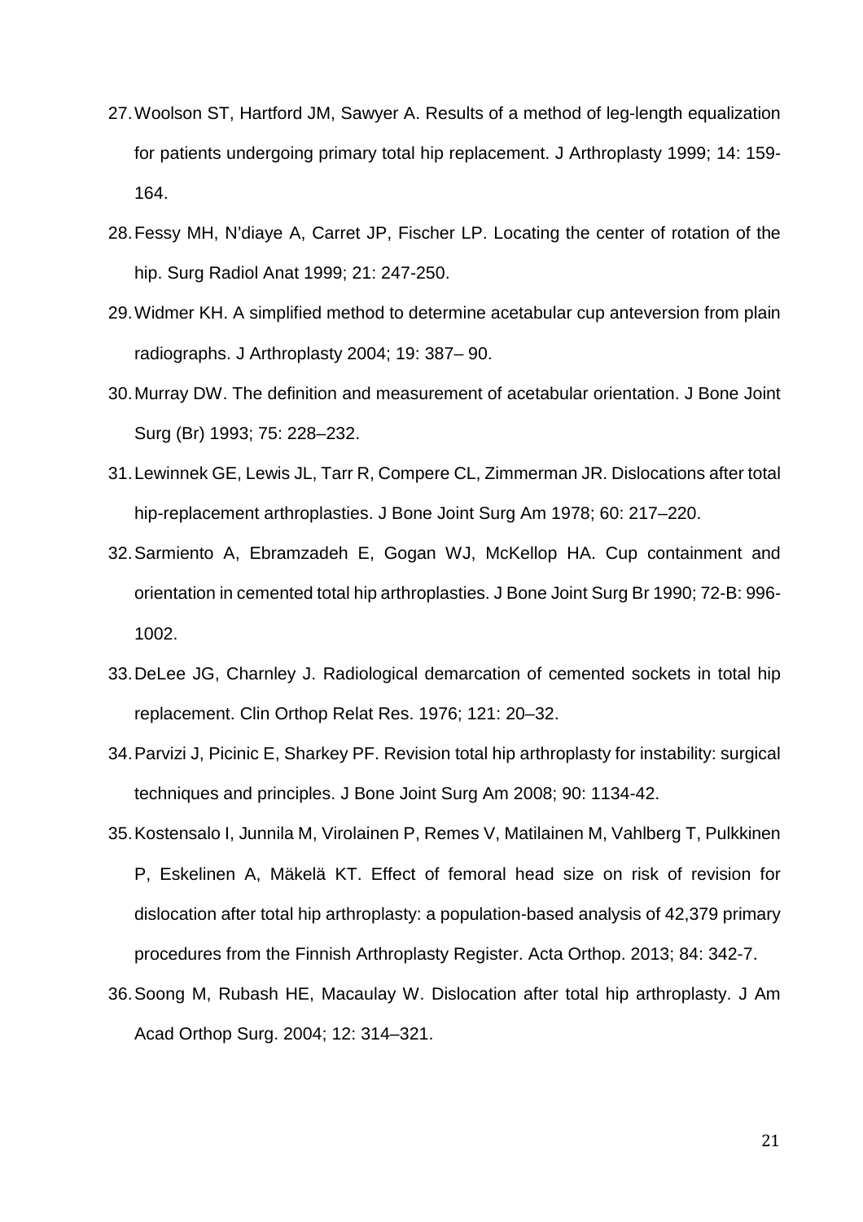27. Woolson ST, Hartford JM, Sawyer A. Results of a method of leg-length equalization for patients undergoing primary total hip replacement. J Arthroplasty 1999; 14: 159-164.
28. Fessy MH, N'diaye A, Carret JP, Fischer LP. Locating the center of rotation of the hip. Surg Radiol Anat 1999; 21: 247-250.
29. Widmer KH. A simplified method to determine acetabular cup anteversion from plain radiographs. J Arthroplasty 2004; 19: 387– 90.
30. Murray DW. The definition and measurement of acetabular orientation. J Bone Joint Surg (Br) 1993; 75: 228–232.
31. Lewinnek GE, Lewis JL, Tarr R, Compere CL, Zimmerman JR. Dislocations after total hip-replacement arthroplasties. J Bone Joint Surg Am 1978; 60: 217–220.
32. Sarmiento A, Ebramzadeh E, Gogan WJ, McKellop HA. Cup containment and orientation in cemented total hip arthroplasties. J Bone Joint Surg Br 1990; 72-B: 996-1002.
33. DeLee JG, Charnley J. Radiological demarcation of cemented sockets in total hip replacement. Clin Orthop Relat Res. 1976; 121: 20–32.
34. Parvizi J, Picinic E, Sharkey PF. Revision total hip arthroplasty for instability: surgical techniques and principles. J Bone Joint Surg Am 2008; 90: 1134-42.
35. Kostensalo I, Junnila M, Virolainen P, Remes V, Matilainen M, Vahlberg T, Pulkkinen P, Eskelinen A, Mäkelä KT. Effect of femoral head size on risk of revision for dislocation after total hip arthroplasty: a population-based analysis of 42,379 primary procedures from the Finnish Arthroplasty Register. Acta Orthop. 2013; 84: 342-7.
36. Soong M, Rubash HE, Macaulay W. Dislocation after total hip arthroplasty. J Am Acad Orthop Surg. 2004; 12: 314–321.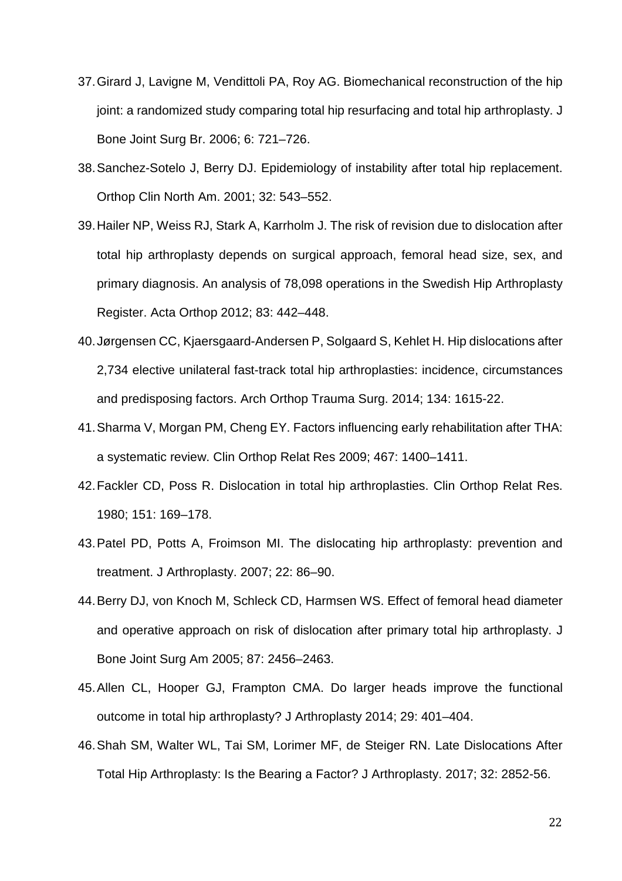37. Girard J, Lavigne M, Vendittoli PA, Roy AG. Biomechanical reconstruction of the hip joint: a randomized study comparing total hip resurfacing and total hip arthroplasty. J Bone Joint Surg Br. 2006; 6: 721–726.
38. Sanchez-Sotelo J, Berry DJ. Epidemiology of instability after total hip replacement. Orthop Clin North Am. 2001; 32: 543–552.
39. Hailer NP, Weiss RJ, Stark A, Karrholm J. The risk of revision due to dislocation after total hip arthroplasty depends on surgical approach, femoral head size, sex, and primary diagnosis. An analysis of 78,098 operations in the Swedish Hip Arthroplasty Register. Acta Orthop 2012; 83: 442–448.
40. Jørgensen CC, Kjaersgaard-Andersen P, Solgaard S, Kehlet H. Hip dislocations after 2,734 elective unilateral fast-track total hip arthroplasties: incidence, circumstances and predisposing factors. Arch Orthop Trauma Surg. 2014; 134: 1615-22.
41. Sharma V, Morgan PM, Cheng EY. Factors influencing early rehabilitation after THA: a systematic review. Clin Orthop Relat Res 2009; 467: 1400–1411.
42. Fackler CD, Poss R. Dislocation in total hip arthroplasties. Clin Orthop Relat Res. 1980; 151: 169–178.
43. Patel PD, Potts A, Froimson MI. The dislocating hip arthroplasty: prevention and treatment. J Arthroplasty. 2007; 22: 86–90.
44. Berry DJ, von Knoch M, Schleck CD, Harmsen WS. Effect of femoral head diameter and operative approach on risk of dislocation after primary total hip arthroplasty. J Bone Joint Surg Am 2005; 87: 2456–2463.
45. Allen CL, Hooper GJ, Frampton CMA. Do larger heads improve the functional outcome in total hip arthroplasty? J Arthroplasty 2014; 29: 401–404.
46. Shah SM, Walter WL, Tai SM, Lorimer MF, de Steiger RN. Late Dislocations After Total Hip Arthroplasty: Is the Bearing a Factor? J Arthroplasty. 2017; 32: 2852-56.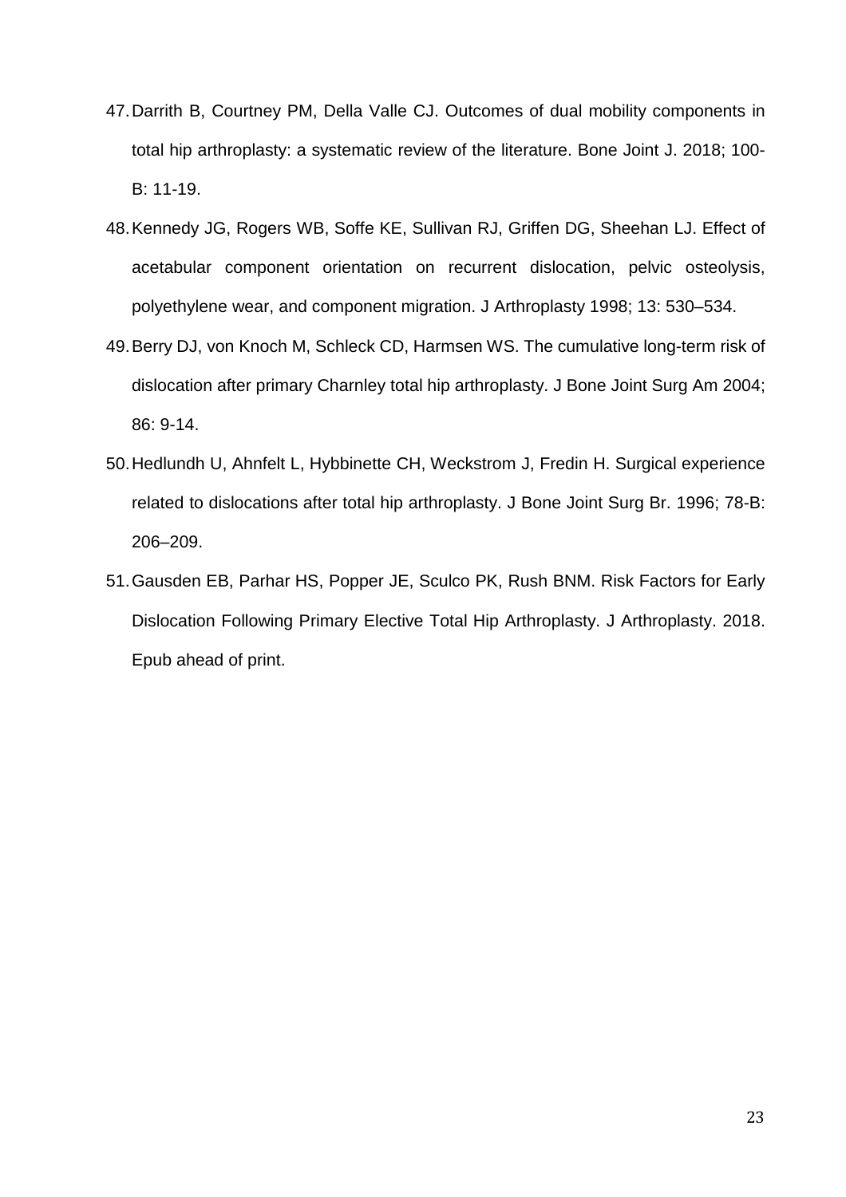47. Darrith B, Courtney PM, Della Valle CJ. Outcomes of dual mobility components in total hip arthroplasty: a systematic review of the literature. Bone Joint J. 2018; 100-B: 11-19.
48. Kennedy JG, Rogers WB, Soffe KE, Sullivan RJ, Griffen DG, Sheehan LJ. Effect of acetabular component orientation on recurrent dislocation, pelvic osteolysis, polyethylene wear, and component migration. J Arthroplasty 1998; 13: 530–534.
49. Berry DJ, von Knoch M, Schleck CD, Harmsen WS. The cumulative long-term risk of dislocation after primary Charnley total hip arthroplasty. J Bone Joint Surg Am 2004; 86: 9-14.
50. Hedlundh U, Ahnfelt L, Hybbinette CH, Weckstrom J, Fredin H. Surgical experience related to dislocations after total hip arthroplasty. J Bone Joint Surg Br. 1996; 78-B: 206–209.
51. Gausden EB, Parhar HS, Popper JE, Sculco PK, Rush BNM. Risk Factors for Early Dislocation Following Primary Elective Total Hip Arthroplasty. J Arthroplasty. 2018. Epub ahead of print.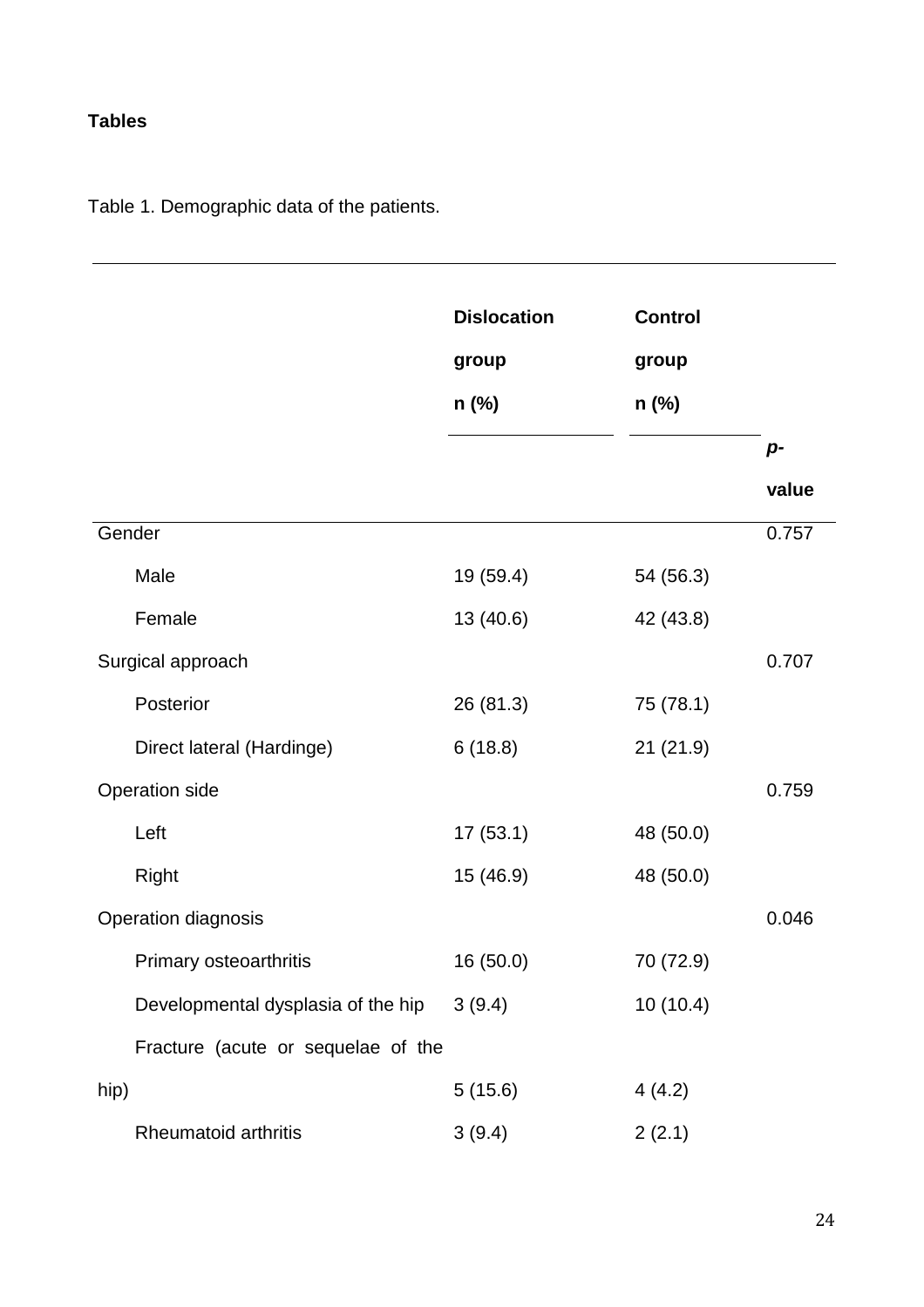**Tables**

Table 1. Demographic data of the patients.

| | Dislocation group n (%) | Control group n (%) | *p*-value |
|---|---|---|---|
| Gender | | | 0.757 |
| Male | 19 (59.4) | 54 (56.3) | |
| Female | 13 (40.6) | 42 (43.8) | |
| Surgical approach | | | 0.707 |
| Posterior | 26 (81.3) | 75 (78.1) | |
| Direct lateral (Hardinge) | 6 (18.8) | 21 (21.9) | |
| Operation side | | | 0.759 |
| Left | 17 (53.1) | 48 (50.0) | |
| Right | 15 (46.9) | 48 (50.0) | |
| Operation diagnosis | | | 0.046 |
| Primary osteoarthritis | 16 (50.0) | 70 (72.9) | |
| Developmental dysplasia of the hip | 3 (9.4) | 10 (10.4) | |
| Fracture (acute or sequelae of the hip) | 5 (15.6) | 4 (4.2) | |
| Rheumatoid arthritis | 3 (9.4) | 2 (2.1) | |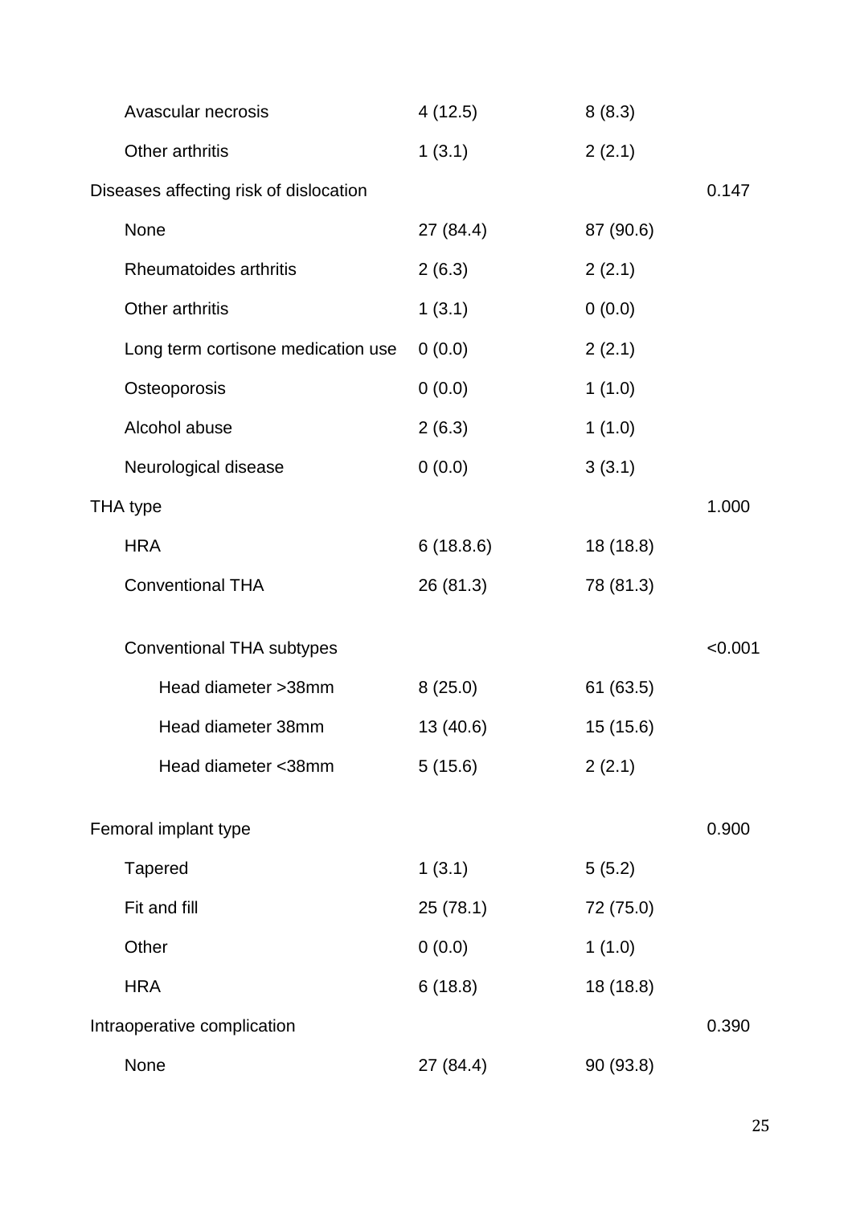| | | | |
|---|---|---|---|
| Avascular necrosis | 4 (12.5) | 8 (8.3) | |
| Other arthritis | 1 (3.1) | 2 (2.1) | |
| Diseases affecting risk of dislocation | | | 0.147 |
| None | 27 (84.4) | 87 (90.6) | |
| Rheumatoides arthritis | 2 (6.3) | 2 (2.1) | |
| Other arthritis | 1 (3.1) | 0 (0.0) | |
| Long term cortisone medication use | 0 (0.0) | 2 (2.1) | |
| Osteoporosis | 0 (0.0) | 1 (1.0) | |
| Alcohol abuse | 2 (6.3) | 1 (1.0) | |
| Neurological disease | 0 (0.0) | 3 (3.1) | |
| THA type | | | 1.000 |
| HRA | 6 (18.8.6) | 18 (18.8) | |
| Conventional THA | 26 (81.3) | 78 (81.3) | |
| Conventional THA subtypes | | | <0.001 |
| Head diameter >38mm | 8 (25.0) | 61 (63.5) | |
| Head diameter 38mm | 13 (40.6) | 15 (15.6) | |
| Head diameter <38mm | 5 (15.6) | 2 (2.1) | |
| Femoral implant type | | | 0.900 |
| Tapered | 1 (3.1) | 5 (5.2) | |
| Fit and fill | 25 (78.1) | 72 (75.0) | |
| Other | 0 (0.0) | 1 (1.0) | |
| HRA | 6 (18.8) | 18 (18.8) | |
| Intraoperative complication | | | 0.390 |
| None | 27 (84.4) | 90 (93.8) | |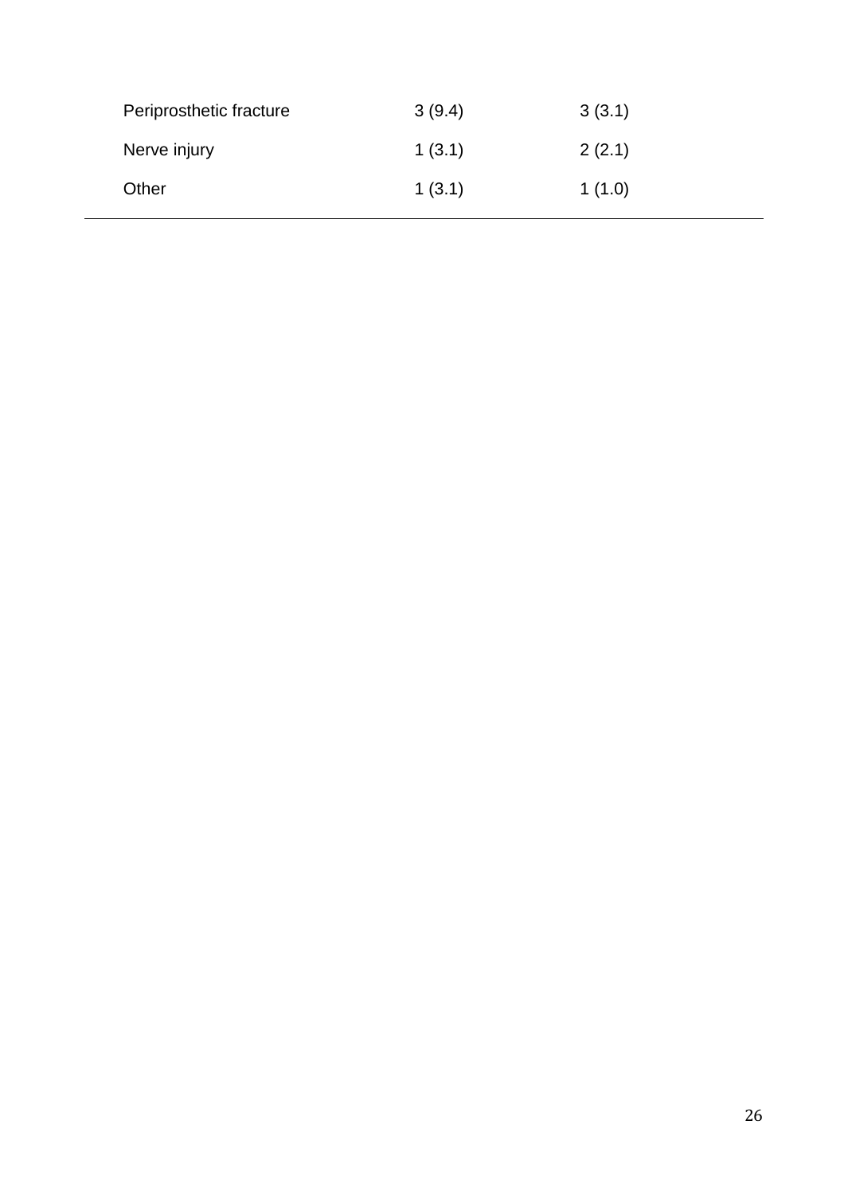| | | |
|---|---|---|
| Periprosthetic fracture | 3 (9.4) | 3 (3.1) |
| Nerve injury | 1 (3.1) | 2 (2.1) |
| Other | 1 (3.1) | 1 (1.0) |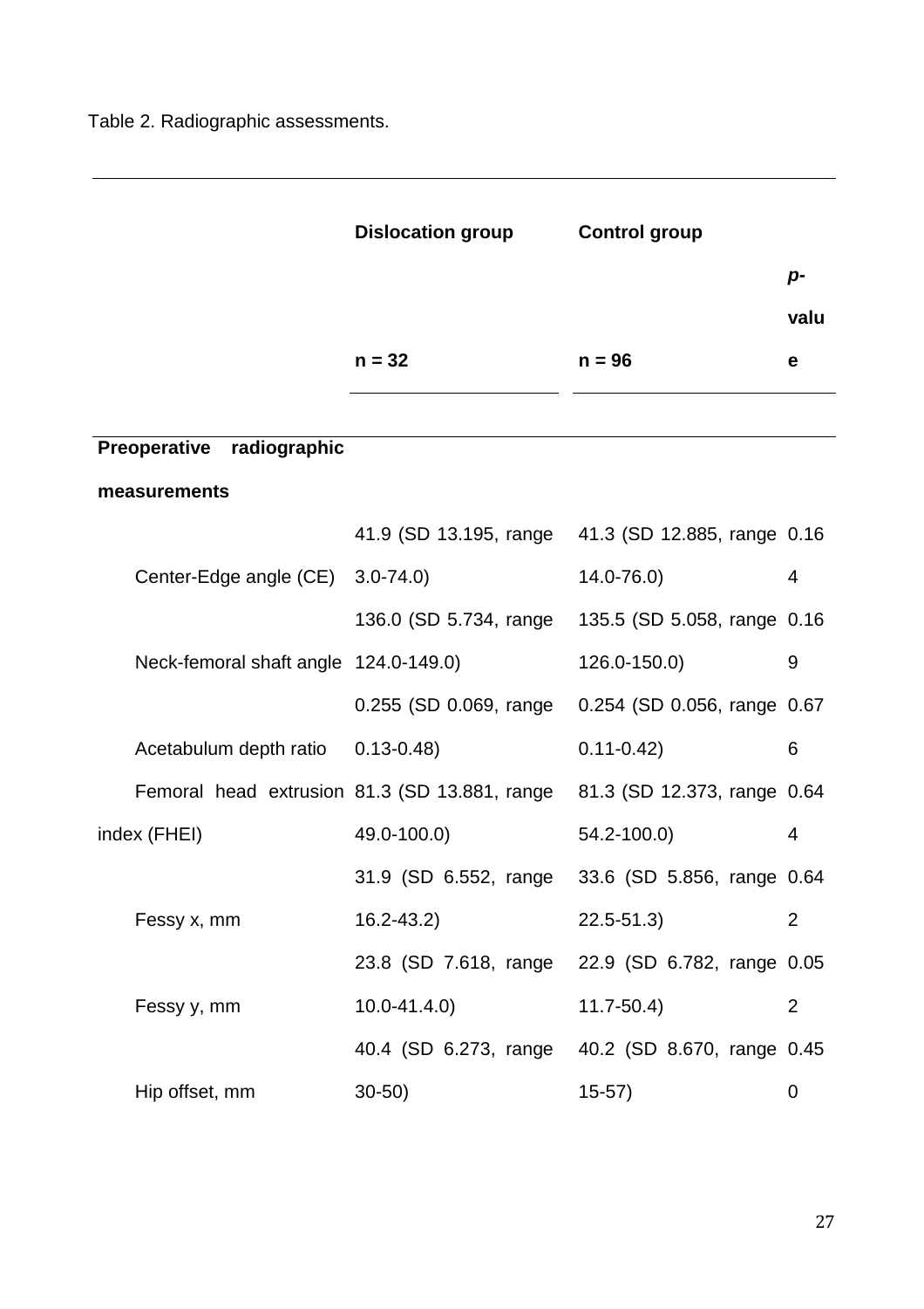Table 2. Radiographic assessments.

| | Dislocation group n = 32 | Control group n = 96 | *p*-value |
|---|---|---|---|
| **Preoperative radiographic measurements** | | | |
| Center-Edge angle (CE) | 41.9 (SD 13.195, range 3.0-74.0) | 41.3 (SD 12.885, range 14.0-76.0) | 0.164 |
| Neck-femoral shaft angle | 136.0 (SD 5.734, range 124.0-149.0) | 135.5 (SD 5.058, range 126.0-150.0) | 0.169 |
| Acetabulum depth ratio | 0.255 (SD 0.069, range 0.13-0.48) | 0.254 (SD 0.056, range 0.11-0.42) | 0.676 |
| Femoral head extrusion index (FHEI) | 81.3 (SD 13.881, range 49.0-100.0) | 81.3 (SD 12.373, range 54.2-100.0) | 0.644 |
| Fessy x, mm | 31.9 (SD 6.552, range 16.2-43.2) | 33.6 (SD 5.856, range 22.5-51.3) | 0.642 |
| Fessy y, mm | 23.8 (SD 7.618, range 10.0-41.4.0) | 22.9 (SD 6.782, range 11.7-50.4) | 0.052 |
| Hip offset, mm | 40.4 (SD 6.273, range 30-50) | 40.2 (SD 8.670, range 15-57) | 0.450 |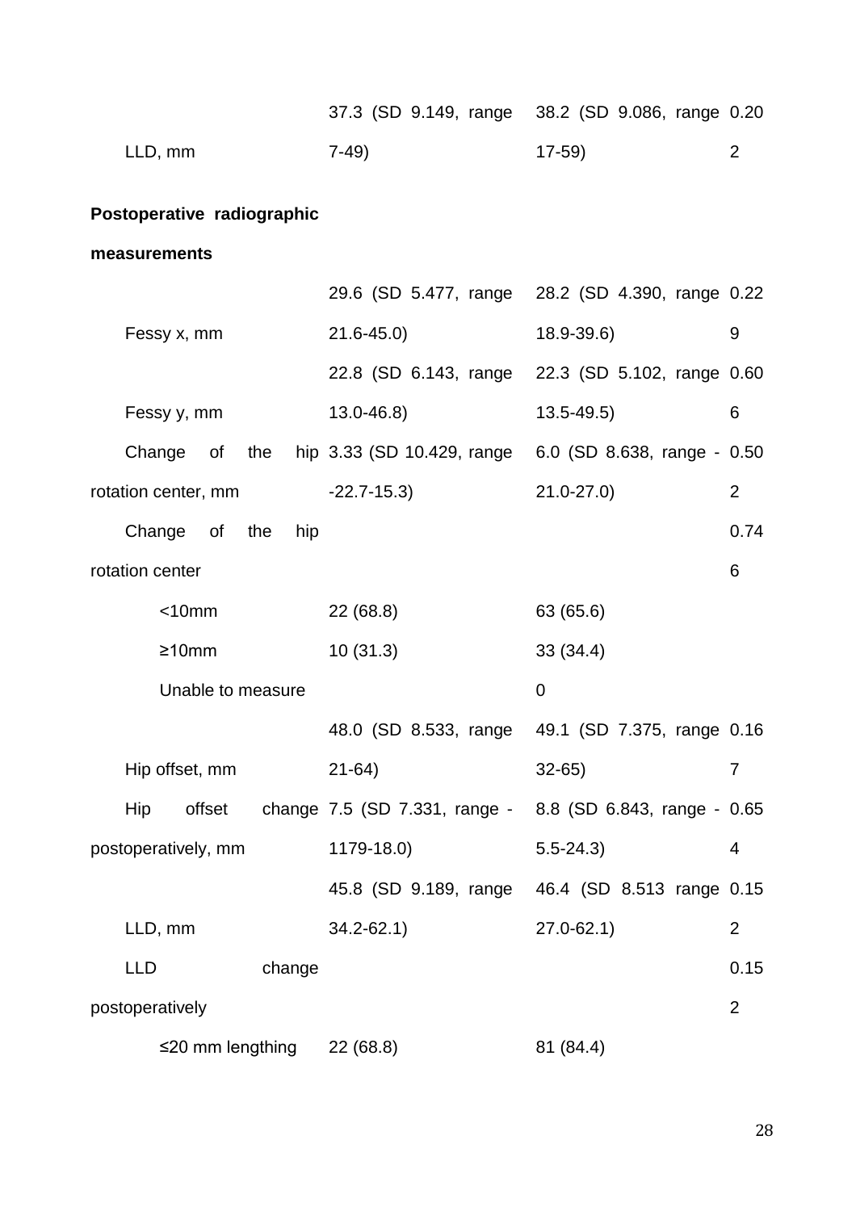| | | | |
|---|---|---|---|
| LLD, mm | 37.3 (SD 9.149, range 7-49) | 38.2 (SD 9.086, range 17-59) | 0.202 |
| **Postoperative radiographic measurements** | | | |
| Fessy x, mm | 29.6 (SD 5.477, range 21.6-45.0) | 28.2 (SD 4.390, range 18.9-39.6) | 0.229 |
| Fessy y, mm | 22.8 (SD 6.143, range 13.0-46.8) | 22.3 (SD 5.102, range 13.5-49.5) | 0.606 |
| Change of the hip rotation center, mm | 3.33 (SD 10.429, range -22.7-15.3) | 6.0 (SD 8.638, range -21.0-27.0) | 0.502 |
| Change of the hip rotation center | | | 0.746 |
| <10mm | 22 (68.8) | 63 (65.6) | |
| ≥10mm | 10 (31.3) | 33 (34.4) | |
| Unable to measure | | 0 | |
| Hip offset, mm | 48.0 (SD 8.533, range 21-64) | 49.1 (SD 7.375, range 32-65) | 0.167 |
| Hip offset change postoperatively, mm | 7.5 (SD 7.331, range -1179-18.0) | 8.8 (SD 6.843, range -5.5-24.3) | 0.654 |
| LLD, mm | 45.8 (SD 9.189, range 34.2-62.1) | 46.4 (SD 8.513 range 27.0-62.1) | 0.152 |
| LLD change postoperatively | | | 0.152 |
| ≤20 mm lengthing | 22 (68.8) | 81 (84.4) | |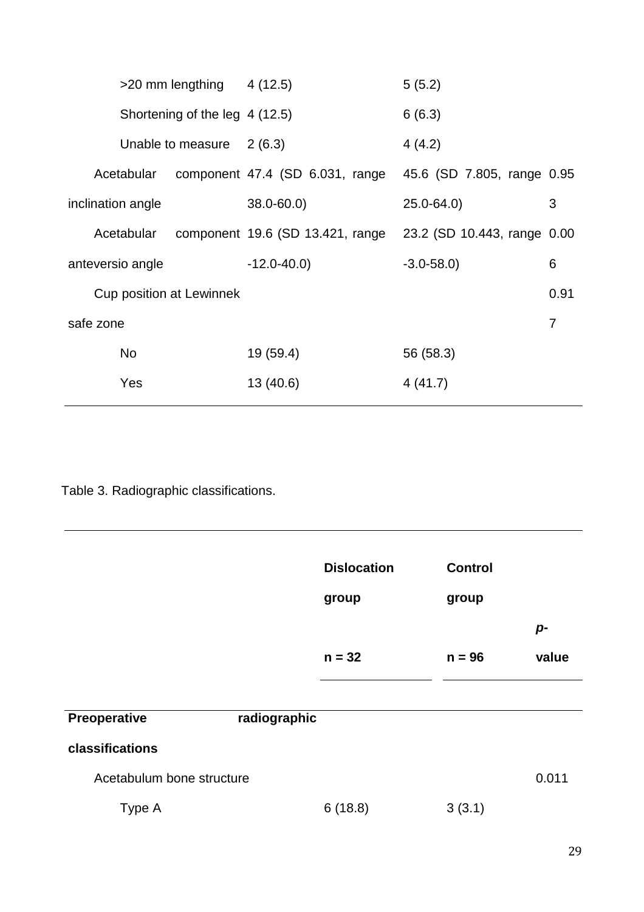| | | | |
|---|---|---|---|
| >20 mm lengthing | 4 (12.5) | 5 (5.2) | |
| Shortening of the leg | 4 (12.5) | 6 (6.3) | |
| Unable to measure | 2 (6.3) | 4 (4.2) | |
| Acetabular component inclination angle | 47.4 (SD 6.031, range 38.0-60.0) | 45.6 (SD 7.805, range 25.0-64.0) | 0.953 |
| Acetabular component anteversio angle | 19.6 (SD 13.421, range -12.0-40.0) | 23.2 (SD 10.443, range -3.0-58.0) | 0.006 |
| Cup position at Lewinnek safe zone | | | 0.917 |
| No | 19 (59.4) | 56 (58.3) | |
| Yes | 13 (40.6) | 4 (41.7) | |

Table 3. Radiographic classifications.

| | Dislocation group n = 32 | Control group n = 96 | *p*-value |
|---|---|---|---|
| **Preoperative radiographic classifications** | | | |
| Acetabulum bone structure | | | 0.011 |
| Type A | 6 (18.8) | 3 (3.1) | |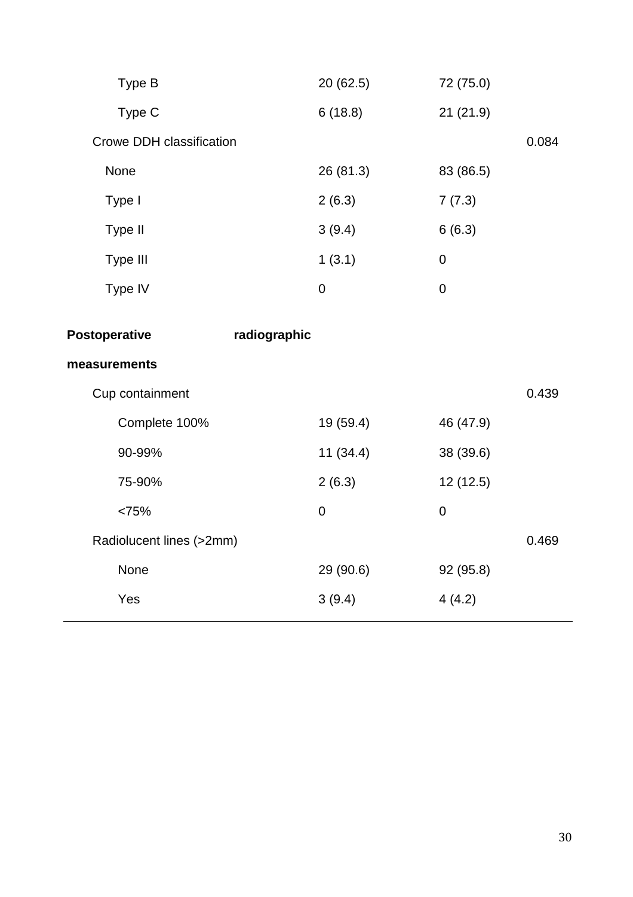| | | | |
|---|---|---|---|
| Type B | 20 (62.5) | 72 (75.0) | |
| Type C | 6 (18.8) | 21 (21.9) | |
| Crowe DDH classification | | | 0.084 |
| None | 26 (81.3) | 83 (86.5) | |
| Type I | 2 (6.3) | 7 (7.3) | |
| Type II | 3 (9.4) | 6 (6.3) | |
| Type III | 1 (3.1) | 0 | |
| Type IV | 0 | 0 | |
| **Postoperative radiographic measurements** | | | |
| Cup containment | | | 0.439 |
| Complete 100% | 19 (59.4) | 46 (47.9) | |
| 90-99% | 11 (34.4) | 38 (39.6) | |
| 75-90% | 2 (6.3) | 12 (12.5) | |
| <75% | 0 | 0 | |
| Radiolucent lines (>2mm) | | | 0.469 |
| None | 29 (90.6) | 92 (95.8) | |
| Yes | 3 (9.4) | 4 (4.2) | |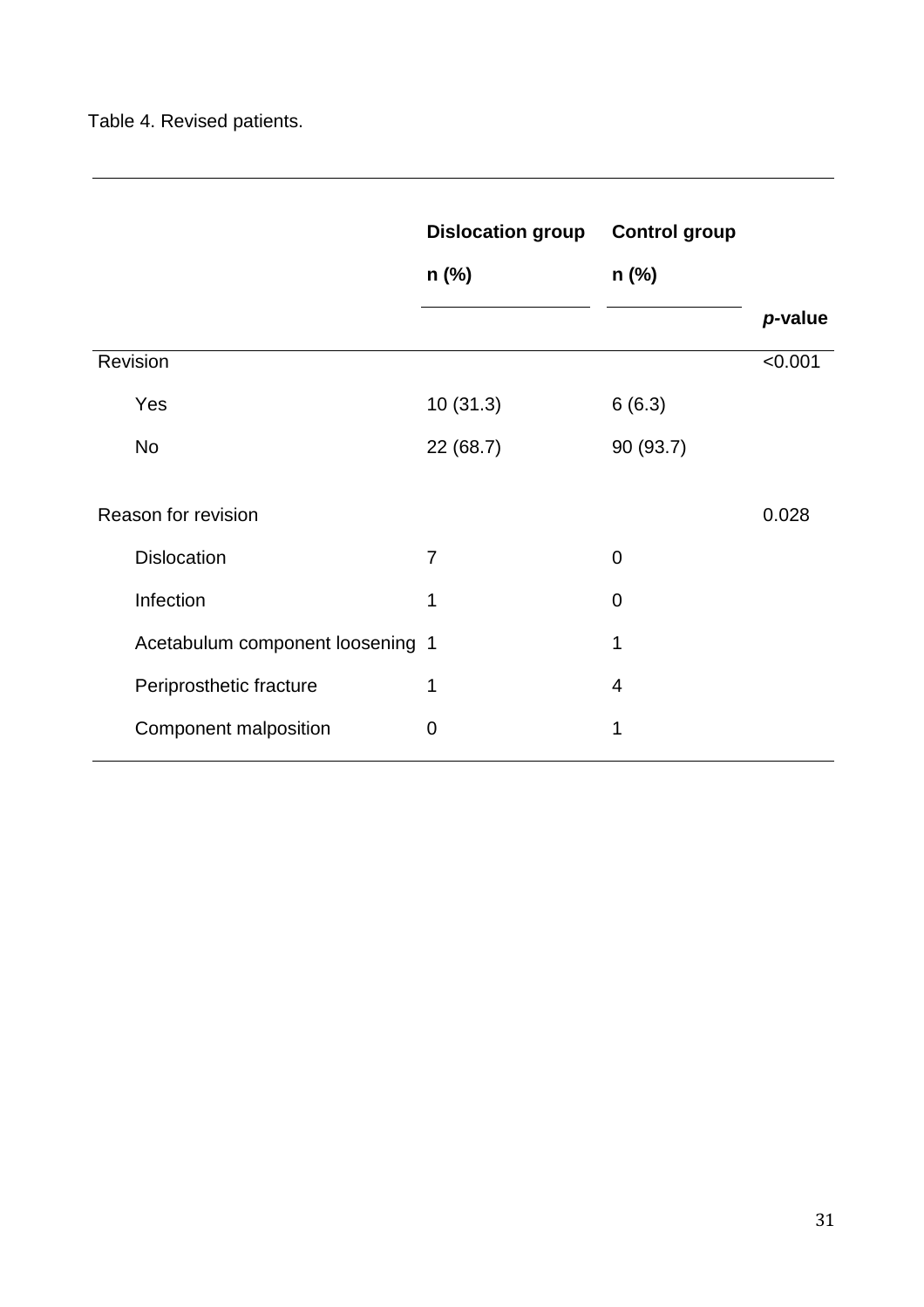Table 4. Revised patients.

| | Dislocation group n (%) | Control group n (%) | *p*-value |
|---|---|---|---|
| Revision | | | <0.001 |
| Yes | 10 (31.3) | 6 (6.3) | |
| No | 22 (68.7) | 90 (93.7) | |
| Reason for revision | | | 0.028 |
| Dislocation | 7 | 0 | |
| Infection | 1 | 0 | |
| Acetabulum component loosening | 1 | 1 | |
| Periprosthetic fracture | 1 | 4 | |
| Component malposition | 0 | 1 | |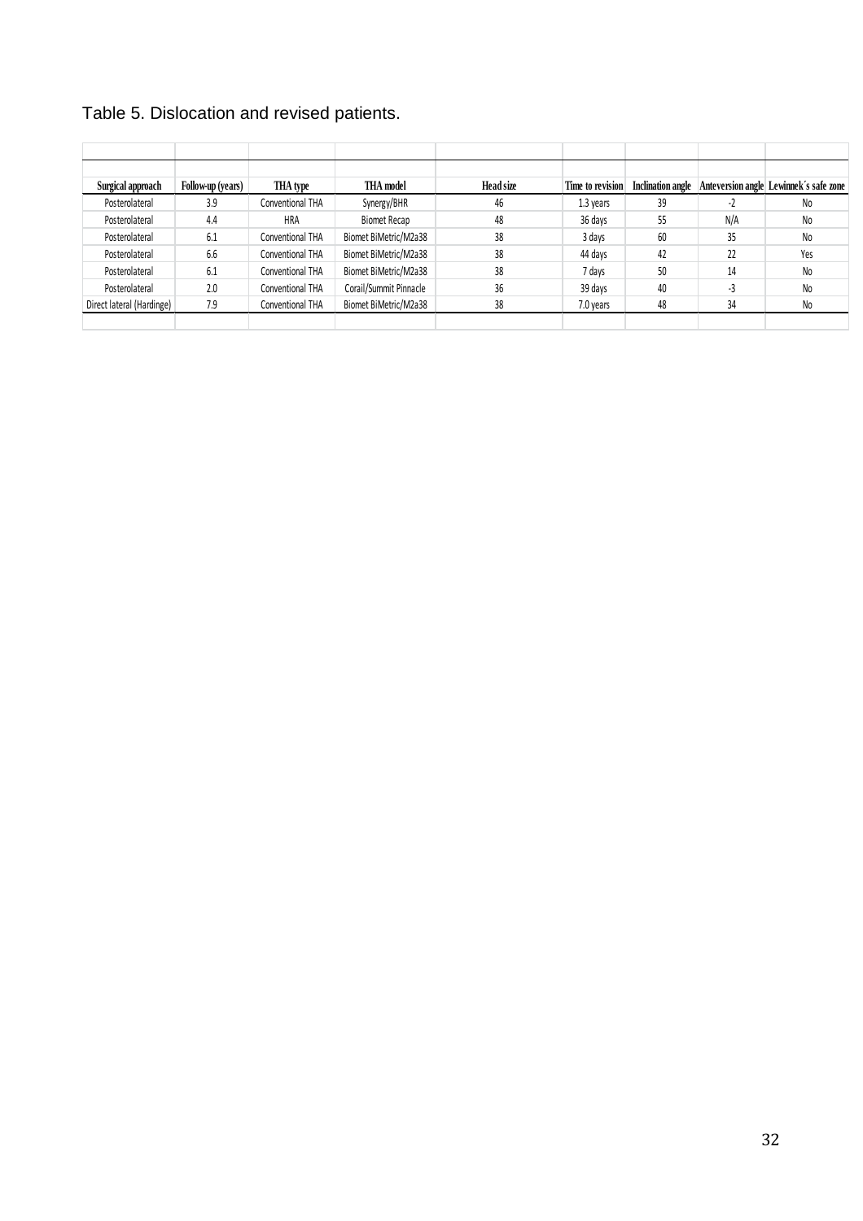Table 5. Dislocation and revised patients.

| Surgical approach | Follow-up (years) | THA type | THA model | Head size | Time to revision | Inclination angle | Anteversion angle | Lewinnek´s safe zone |
|---|---|---|---|---|---|---|---|---|
| Posterolateral | 3.9 | Conventional THA | Synergy/BHR | 46 | 1.3 years | 39 | -2 | No |
| Posterolateral | 4.4 | HRA | Biomet Recap | 48 | 36 days | 55 | N/A | No |
| Posterolateral | 6.1 | Conventional THA | Biomet BiMetric/M2a38 | 38 | 3 days | 60 | 35 | No |
| Posterolateral | 6.6 | Conventional THA | Biomet BiMetric/M2a38 | 38 | 44 days | 42 | 22 | Yes |
| Posterolateral | 6.1 | Conventional THA | Biomet BiMetric/M2a38 | 38 | 7 days | 50 | 14 | No |
| Posterolateral | 2.0 | Conventional THA | Corail/Summit Pinnacle | 36 | 39 days | 40 | -3 | No |
| Direct lateral (Hardinge) | 7.9 | Conventional THA | Biomet BiMetric/M2a38 | 38 | 7.0 years | 48 | 34 | No |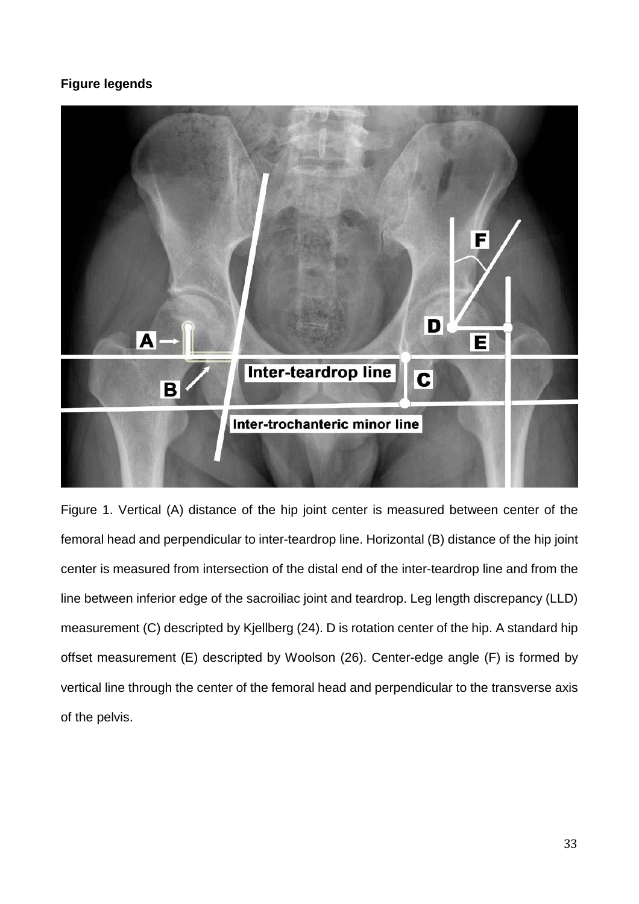**Figure legends**

Figure 1. Vertical (A) distance of the hip joint center is measured between center of the femoral head and perpendicular to inter-teardrop line. Horizontal (B) distance of the hip joint center is measured from intersection of the distal end of the inter-teardrop line and from the line between inferior edge of the sacroiliac joint and teardrop. Leg length discrepancy (LLD) measurement (C) descripted by Kjellberg (24). D is rotation center of the hip. A standard hip offset measurement (E) descripted by Woolson (26). Center-edge angle (F) is formed by vertical line through the center of the femoral head and perpendicular to the transverse axis of the pelvis.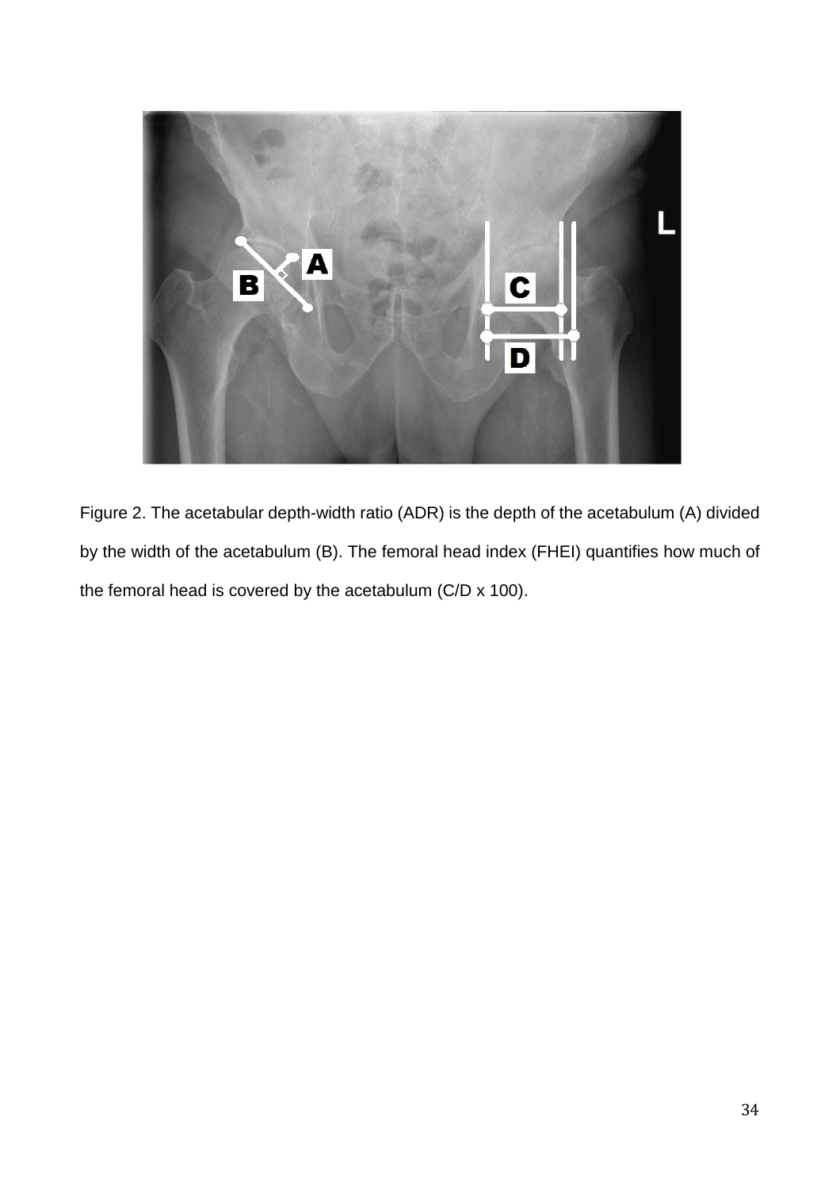A

B

C

D

L

Figure 2. The acetabular depth-width ratio (ADR) is the depth of the acetabulum (A) divided by the width of the acetabulum (B). The femoral head index (FHEI) quantifies how much of the femoral head is covered by the acetabulum (C/D x 100).